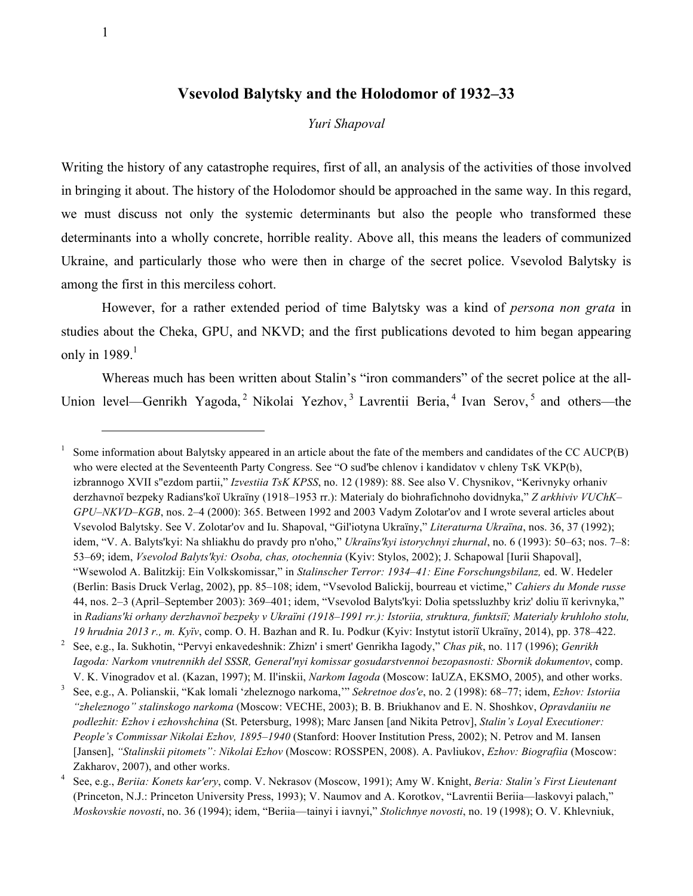# Vsevolod Balytsky and the Holodomor of 1932–33

*Yuri Shapoval*

Writing the history of any catastrophe requires, first of all, an analysis of the activities of those involved in bringing it about. The history of the Holodomor should be approached in the same way. In this regard, we must discuss not only the systemic determinants but also the people who transformed these determinants into a wholly concrete, horrible reality. Above all, this means the leaders of communized Ukraine, and particularly those who were then in charge of the secret police. Vsevolod Balytsky is among the first in this merciless cohort.

However, for a rather extended period of time Balytsky was a kind of *persona non grata* in studies about the Cheka, GPU, and NKVD; and the first publications devoted to him began appearing only in 1989.[1]

Whereas much has been written about Stalin's "iron commanders" of the secret police at the all-Union level—Genrikh Yagoda,[2] Nikolai Yezhov,[3] Lavrentii Beria,[4] Ivan Serov,[5] and others—the

---

[1] Some information about Balytsky appeared in an article about the fate of the members and candidates of the CC AUCP(B) who were elected at the Seventeenth Party Congress. See "O sud'be chlenov i kandidatov v chleny TsK VKP(b), izbrannogo XVII s"ezdom partii," *Izvestiia TsK KPSS*, no. 12 (1989): 88. See also V. Chysnikov, "Kerivnyky orhaniv derzhavnoï bezpeky Radians'koï Ukraïny (1918–1953 rr.): Materialy do biohrafichnoho dovidnyka," *Z arkhiviv VUChK–GPU–NKVD–KGB*, nos. 2–4 (2000): 365. Between 1992 and 2003 Vadym Zolotar'ov and I wrote several articles about Vsevolod Balytsky. See V. Zolotar'ov and Iu. Shapoval, "Gil'iotyna Ukraïny," *Literaturna Ukraïna*, nos. 36, 37 (1992); idem, "V. A. Balyts'kyi: Na shliakhu do pravdy pro n'oho," *Ukraïns'kyi istorychnyi zhurnal*, no. 6 (1993): 50–63; nos. 7–8: 53–69; idem, *Vsevolod Balyts'kyi: Osoba, chas, otochennia* (Kyiv: Stylos, 2002); J. Schapowal [Iurii Shapoval], "Wsewolod A. Balitzkij: Ein Volkskomissar," in *Stalinscher Terror: 1934–41: Eine Forschungsbilanz,* ed. W. Hedeler (Berlin: Basis Druck Verlag, 2002), pp. 85–108; idem, "Vsevolod Balickij, bourreau et victime," *Cahiers du Monde russe* 44, nos. 2–3 (April–September 2003): 369–401; idem, "Vsevolod Balyts'kyi: Dolia spetssluzhby kriz' doliu ïï kerivnyka," in *Radians'ki orhany derzhavnoï bezpeky v Ukraïni (1918–1991 rr.): Istoriia, struktura, funktsiï; Materialy kruhloho stolu, 19 hrudnia 2013 r., m. Kyïv*, comp. O. H. Bazhan and R. Iu. Podkur (Kyiv: Instytut istoriï Ukraïny, 2014), pp. 378–422.

[2] See, e.g., Ia. Sukhotin, "Pervyi enkavedeshnik: Zhizn' i smert' Genrikha Iagody," *Chas pik*, no. 117 (1996); *Genrikh Iagoda: Narkom vnutrennikh del SSSR, General'nyi komissar gosudarstvennoi bezopasnosti: Sbornik dokumentov*, comp. V. K. Vinogradov et al. (Kazan, 1997); M. Il'inskii, *Narkom Iagoda* (Moscow: IaUZA, EKSMO, 2005), and other works.

[3] See, e.g., A. Polianskii, "Kak lomali 'zheleznogo narkoma,'" *Sekretnoe dos'e*, no. 2 (1998): 68–77; idem, *Ezhov: Istoriia "zheleznogo" stalinskogo narkoma* (Moscow: VECHE, 2003); B. B. Briukhanov and E. N. Shoshkov, *Opravdaniiu ne podlezhit: Ezhov i ezhovshchina* (St. Petersburg, 1998); Marc Jansen [and Nikita Petrov], *Stalin's Loyal Executioner: People's Commissar Nikolai Ezhov, 1895–1940* (Stanford: Hoover Institution Press, 2002); N. Petrov and M. Iansen [Jansen], *"Stalinskii pitomets": Nikolai Ezhov* (Moscow: ROSSPEN, 2008). A. Pavliukov, *Ezhov: Biografiia* (Moscow: Zakharov, 2007), and other works.

[4] See, e.g., *Beriia: Konets kar'ery*, comp. V. Nekrasov (Moscow, 1991); Amy W. Knight, *Beria: Stalin's First Lieutenant* (Princeton, N.J.: Princeton University Press, 1993); V. Naumov and A. Korotkov, "Lavrentii Beriia—laskovyi palach," *Moskovskie novosti*, no. 36 (1994); idem, "Beriia—tainyi i iavnyi," *Stolichnye novosti*, no. 19 (1998); O. V. Khlevniuk,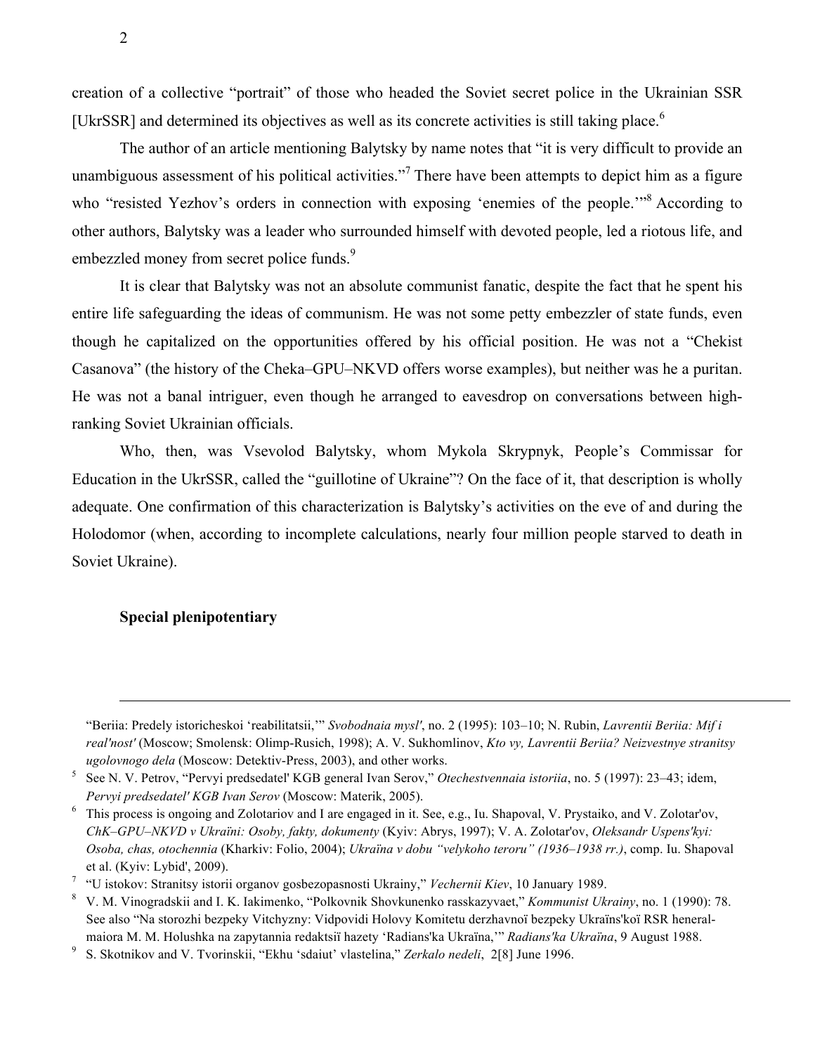creation of a collective "portrait" of those who headed the Soviet secret police in the Ukrainian SSR [UkrSSR] and determined its objectives as well as its concrete activities is still taking place.[6]

The author of an article mentioning Balytsky by name notes that "it is very difficult to provide an unambiguous assessment of his political activities."[7] There have been attempts to depict him as a figure who "resisted Yezhov's orders in connection with exposing 'enemies of the people.'"[8] According to other authors, Balytsky was a leader who surrounded himself with devoted people, led a riotous life, and embezzled money from secret police funds.[9]

It is clear that Balytsky was not an absolute communist fanatic, despite the fact that he spent his entire life safeguarding the ideas of communism. He was not some petty embezzler of state funds, even though he capitalized on the opportunities offered by his official position. He was not a "Chekist Casanova" (the history of the Cheka–GPU–NKVD offers worse examples), but neither was he a puritan. He was not a banal intriguer, even though he arranged to eavesdrop on conversations between high-ranking Soviet Ukrainian officials.

Who, then, was Vsevolod Balytsky, whom Mykola Skrypnyk, People's Commissar for Education in the UkrSSR, called the "guillotine of Ukraine"? On the face of it, that description is wholly adequate. One confirmation of this characterization is Balytsky's activities on the eve of and during the Holodomor (when, according to incomplete calculations, nearly four million people starved to death in Soviet Ukraine).

**Special plenipotentiary**

---

"Beriia: Predely istoricheskoi 'reabilitatsii,'" *Svobodnaia mysl'*, no. 2 (1995): 103–10; N. Rubin, *Lavrentii Beriia: Mif i real'nost'* (Moscow; Smolensk: Olimp-Rusich, 1998); A. V. Sukhomlinov, *Kto vy, Lavrentii Beriia? Neizvestnye stranitsy ugolovnogo dela* (Moscow: Detektiv-Press, 2003), and other works.

[5] See N. V. Petrov, "Pervyi predsedatel' KGB general Ivan Serov," *Otechestvennaia istoriia*, no. 5 (1997): 23–43; idem, *Pervyi predsedatel' KGB Ivan Serov* (Moscow: Materik, 2005).

[6] This process is ongoing and Zolotariov and I are engaged in it. See, e.g., Iu. Shapoval, V. Prystaiko, and V. Zolotar'ov, *ChK–GPU–NKVD v Ukraïni: Osoby, fakty, dokumenty* (Kyiv: Abrys, 1997); V. A. Zolotar'ov, *Oleksandr Uspens'kyi: Osoba, chas, otochennia* (Kharkiv: Folio, 2004); *Ukraïna v dobu "velykoho teroru" (1936–1938 rr.)*, comp. Iu. Shapoval et al. (Kyiv: Lybid', 2009).

[7] "U istokov: Stranitsy istorii organov gosbezopasnosti Ukrainy," *Vechernii Kiev*, 10 January 1989.

[8] V. M. Vinogradskii and I. K. Iakimenko, "Polkovnik Shovkunenko rasskazyvaet," *Kommunist Ukrainy*, no. 1 (1990): 78. See also "Na storozhi bezpeky Vitchyzny: Vidpovidi Holovy Komitetu derzhavnoï bezpeky Ukraïns'koï RSR heneral-maiora M. M. Holushka na zapytannia redaktsiï hazety 'Radians'ka Ukraïna,'" *Radians'ka Ukraïna*, 9 August 1988.

[9] S. Skotnikov and V. Tvorinskii, "Ekhu 'sdaiut' vlastelina," *Zerkalo nedeli*, 2[8] June 1996.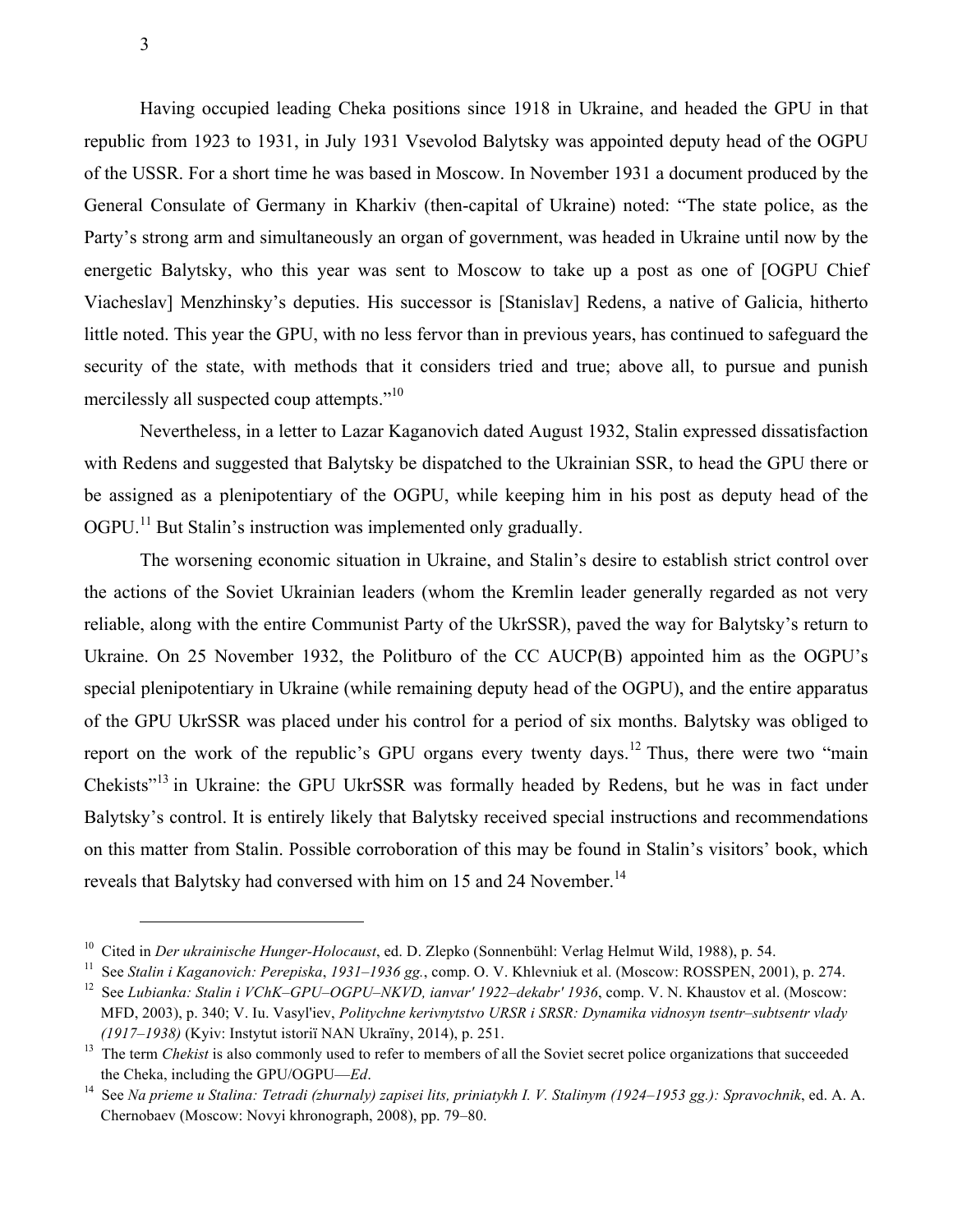Having occupied leading Cheka positions since 1918 in Ukraine, and headed the GPU in that republic from 1923 to 1931, in July 1931 Vsevolod Balytsky was appointed deputy head of the OGPU of the USSR. For a short time he was based in Moscow. In November 1931 a document produced by the General Consulate of Germany in Kharkiv (then-capital of Ukraine) noted: "The state police, as the Party's strong arm and simultaneously an organ of government, was headed in Ukraine until now by the energetic Balytsky, who this year was sent to Moscow to take up a post as one of [OGPU Chief Viacheslav] Menzhinsky's deputies. His successor is [Stanislav] Redens, a native of Galicia, hitherto little noted. This year the GPU, with no less fervor than in previous years, has continued to safeguard the security of the state, with methods that it considers tried and true; above all, to pursue and punish mercilessly all suspected coup attempts."[10]

Nevertheless, in a letter to Lazar Kaganovich dated August 1932, Stalin expressed dissatisfaction with Redens and suggested that Balytsky be dispatched to the Ukrainian SSR, to head the GPU there or be assigned as a plenipotentiary of the OGPU, while keeping him in his post as deputy head of the OGPU.[11] But Stalin's instruction was implemented only gradually.

The worsening economic situation in Ukraine, and Stalin's desire to establish strict control over the actions of the Soviet Ukrainian leaders (whom the Kremlin leader generally regarded as not very reliable, along with the entire Communist Party of the UkrSSR), paved the way for Balytsky's return to Ukraine. On 25 November 1932, the Politburo of the CC AUCP(B) appointed him as the OGPU's special plenipotentiary in Ukraine (while remaining deputy head of the OGPU), and the entire apparatus of the GPU UkrSSR was placed under his control for a period of six months. Balytsky was obliged to report on the work of the republic's GPU organs every twenty days.[12] Thus, there were two "main Chekists"[13] in Ukraine: the GPU UkrSSR was formally headed by Redens, but he was in fact under Balytsky's control. It is entirely likely that Balytsky received special instructions and recommendations on this matter from Stalin. Possible corroboration of this may be found in Stalin's visitors' book, which reveals that Balytsky had conversed with him on 15 and 24 November.[14]

---

[10] Cited in *Der ukrainische Hunger-Holocaust*, ed. D. Zlepko (Sonnenbühl: Verlag Helmut Wild, 1988), p. 54.

[11] See *Stalin i Kaganovich: Perepiska*, *1931–1936 gg.*, comp. O. V. Khlevniuk et al. (Moscow: ROSSPEN, 2001), p. 274.

[12] See *Lubianka: Stalin i VChK–GPU–OGPU–NKVD, ianvar' 1922–dekabr' 1936*, comp. V. N. Khaustov et al. (Moscow: MFD, 2003), p. 340; V. Iu. Vasyl'iev, *Politychne kerivnytstvo URSR i SRSR: Dynamika vidnosyn tsentr–subtsentr vlady (1917–1938)* (Kyiv: Instytut istoriï NAN Ukraïny, 2014), p. 251.

[13] The term *Chekist* is also commonly used to refer to members of all the Soviet secret police organizations that succeeded the Cheka, including the GPU/OGPU—*Ed*.

[14] See *Na prieme u Stalina: Tetradi (zhurnaly) zapisei lits, priniatykh I. V. Stalinym (1924–1953 gg.): Spravochnik*, ed. A. A. Chernobaev (Moscow: Novyi khronograph, 2008), pp. 79–80.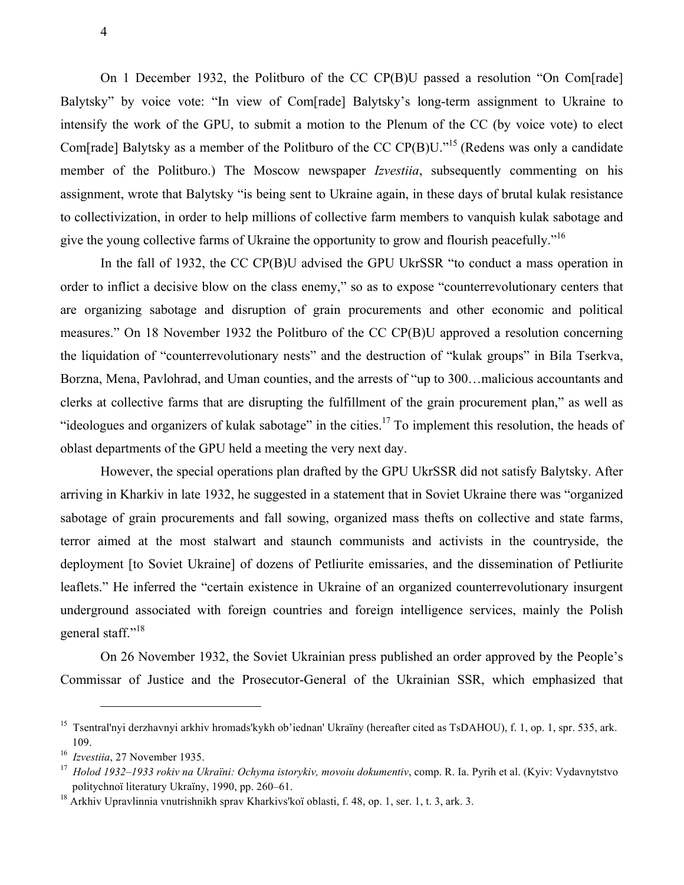On 1 December 1932, the Politburo of the CC CP(B)U passed a resolution "On Com[rade] Balytsky" by voice vote: "In view of Com[rade] Balytsky's long-term assignment to Ukraine to intensify the work of the GPU, to submit a motion to the Plenum of the CC (by voice vote) to elect Com[rade] Balytsky as a member of the Politburo of the CC CP(B)U."[15] (Redens was only a candidate member of the Politburo.) The Moscow newspaper *Izvestiia*, subsequently commenting on his assignment, wrote that Balytsky "is being sent to Ukraine again, in these days of brutal kulak resistance to collectivization, in order to help millions of collective farm members to vanquish kulak sabotage and give the young collective farms of Ukraine the opportunity to grow and flourish peacefully."[16]

In the fall of 1932, the CC CP(B)U advised the GPU UkrSSR "to conduct a mass operation in order to inflict a decisive blow on the class enemy," so as to expose "counterrevolutionary centers that are organizing sabotage and disruption of grain procurements and other economic and political measures." On 18 November 1932 the Politburo of the CC CP(B)U approved a resolution concerning the liquidation of "counterrevolutionary nests" and the destruction of "kulak groups" in Bila Tserkva, Borzna, Mena, Pavlohrad, and Uman counties, and the arrests of "up to 300…malicious accountants and clerks at collective farms that are disrupting the fulfillment of the grain procurement plan," as well as "ideologues and organizers of kulak sabotage" in the cities.[17] To implement this resolution, the heads of oblast departments of the GPU held a meeting the very next day.

However, the special operations plan drafted by the GPU UkrSSR did not satisfy Balytsky. After arriving in Kharkiv in late 1932, he suggested in a statement that in Soviet Ukraine there was "organized sabotage of grain procurements and fall sowing, organized mass thefts on collective and state farms, terror aimed at the most stalwart and staunch communists and activists in the countryside, the deployment [to Soviet Ukraine] of dozens of Petliurite emissaries, and the dissemination of Petliurite leaflets." He inferred the "certain existence in Ukraine of an organized counterrevolutionary insurgent underground associated with foreign countries and foreign intelligence services, mainly the Polish general staff."[18]

On 26 November 1932, the Soviet Ukrainian press published an order approved by the People's Commissar of Justice and the Prosecutor-General of the Ukrainian SSR, which emphasized that

---

[15] Tsentral'nyi derzhavnyi arkhiv hromads'kykh ob'iednan' Ukraïny (hereafter cited as TsDAHOU), f. 1, op. 1, spr. 535, ark. 109.

[16] *Izvestiia*, 27 November 1935.

[17] *Holod 1932–1933 rokiv na Ukraïni: Ochyma istorykiv, movoiu dokumentiv*, comp. R. Ia. Pyrih et al. (Kyiv: Vydavnytstvo politychnoï literatury Ukraïny, 1990, pp. 260–61.

[18] Arkhiv Upravlinnia vnutrishnikh sprav Kharkivs'koï oblasti, f. 48, op. 1, ser. 1, t. 3, ark. 3.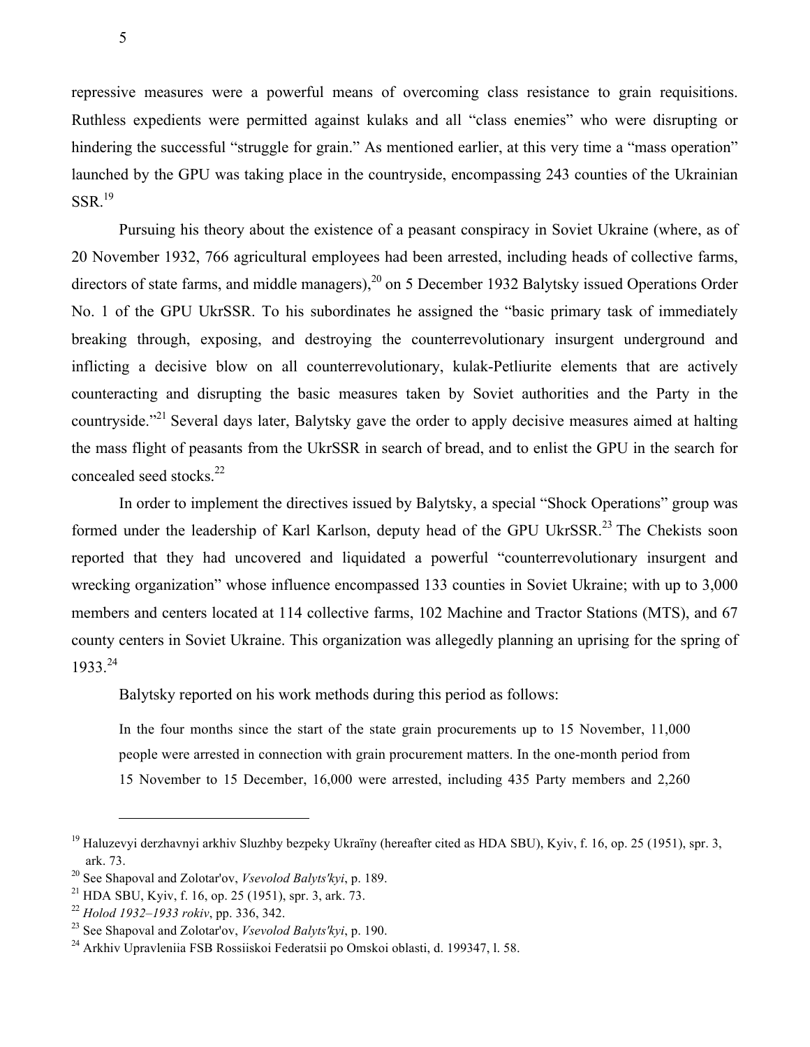repressive measures were a powerful means of overcoming class resistance to grain requisitions. Ruthless expedients were permitted against kulaks and all "class enemies" who were disrupting or hindering the successful "struggle for grain." As mentioned earlier, at this very time a "mass operation" launched by the GPU was taking place in the countryside, encompassing 243 counties of the Ukrainian SSR.[19]

Pursuing his theory about the existence of a peasant conspiracy in Soviet Ukraine (where, as of 20 November 1932, 766 agricultural employees had been arrested, including heads of collective farms, directors of state farms, and middle managers),[20] on 5 December 1932 Balytsky issued Operations Order No. 1 of the GPU UkrSSR. To his subordinates he assigned the "basic primary task of immediately breaking through, exposing, and destroying the counterrevolutionary insurgent underground and inflicting a decisive blow on all counterrevolutionary, kulak-Petliurite elements that are actively counteracting and disrupting the basic measures taken by Soviet authorities and the Party in the countryside."[21] Several days later, Balytsky gave the order to apply decisive measures aimed at halting the mass flight of peasants from the UkrSSR in search of bread, and to enlist the GPU in the search for concealed seed stocks.[22]

In order to implement the directives issued by Balytsky, a special "Shock Operations" group was formed under the leadership of Karl Karlson, deputy head of the GPU UkrSSR.[23] The Chekists soon reported that they had uncovered and liquidated a powerful "counterrevolutionary insurgent and wrecking organization" whose influence encompassed 133 counties in Soviet Ukraine; with up to 3,000 members and centers located at 114 collective farms, 102 Machine and Tractor Stations (MTS), and 67 county centers in Soviet Ukraine. This organization was allegedly planning an uprising for the spring of 1933.[24]

Balytsky reported on his work methods during this period as follows:

> In the four months since the start of the state grain procurements up to 15 November, 11,000 people were arrested in connection with grain procurement matters. In the one-month period from 15 November to 15 December, 16,000 were arrested, including 435 Party members and 2,260

---

[19] Haluzevyi derzhavnyi arkhiv Sluzhby bezpeky Ukraïny (hereafter cited as HDA SBU), Kyiv, f. 16, op. 25 (1951), spr. 3, ark. 73.

[20] See Shapoval and Zolotar'ov, *Vsevolod Balyts'kyi*, p. 189.

[21] HDA SBU, Kyiv, f. 16, op. 25 (1951), spr. 3, ark. 73.

[22] *Holod 1932–1933 rokiv*, pp. 336, 342.

[23] See Shapoval and Zolotar'ov, *Vsevolod Balyts'kyi*, p. 190.

[24] Arkhiv Upravleniia FSB Rossiiskoi Federatsii po Omskoi oblasti, d. 199347, l. 58.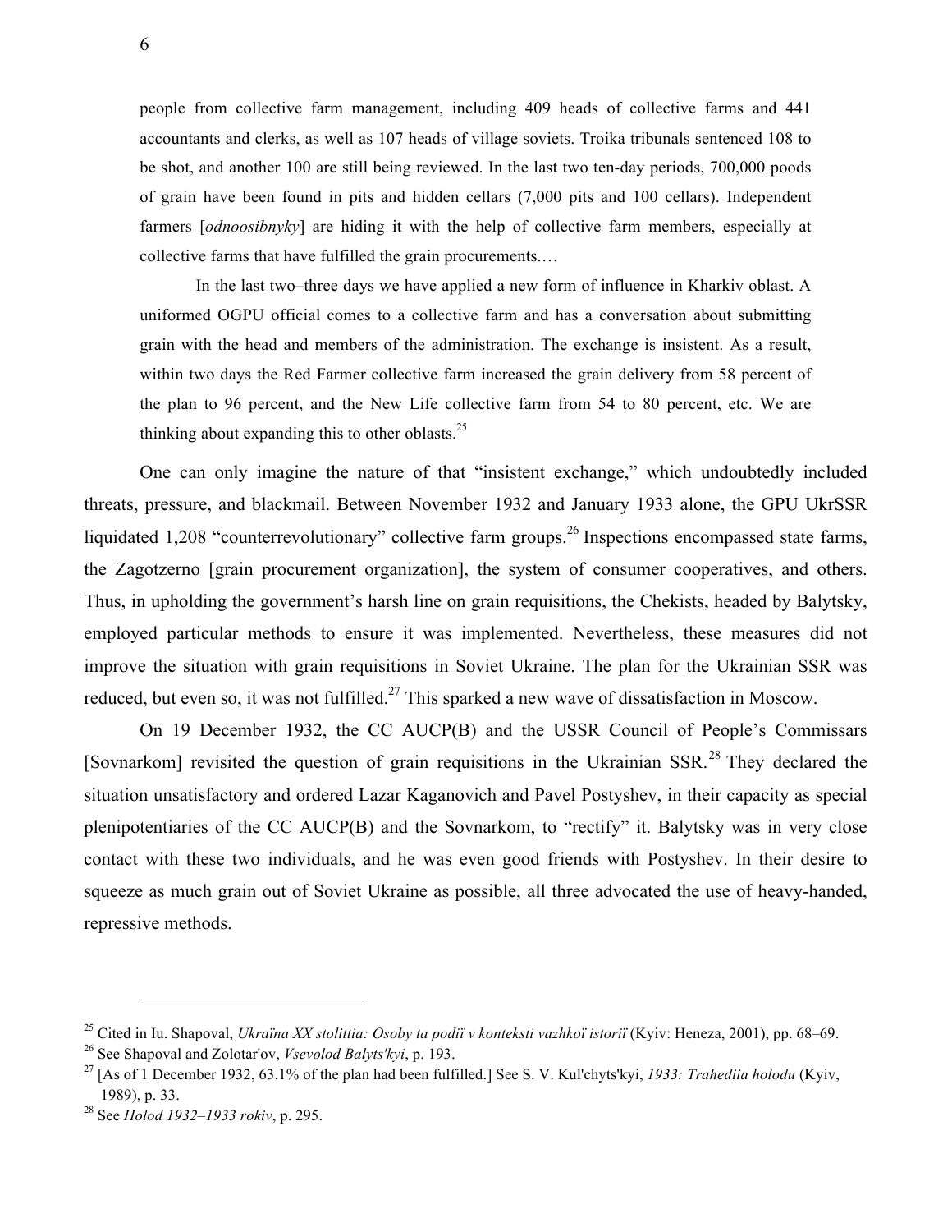> people from collective farm management, including 409 heads of collective farms and 441 accountants and clerks, as well as 107 heads of village soviets. Troika tribunals sentenced 108 to be shot, and another 100 are still being reviewed. In the last two ten-day periods, 700,000 poods of grain have been found in pits and hidden cellars (7,000 pits and 100 cellars). Independent farmers [*odnoosibnyky*] are hiding it with the help of collective farm members, especially at collective farms that have fulfilled the grain procurements.…
>
> In the last two–three days we have applied a new form of influence in Kharkiv oblast. A uniformed OGPU official comes to a collective farm and has a conversation about submitting grain with the head and members of the administration. The exchange is insistent. As a result, within two days the Red Farmer collective farm increased the grain delivery from 58 percent of the plan to 96 percent, and the New Life collective farm from 54 to 80 percent, etc. We are thinking about expanding this to other oblasts.[25]

One can only imagine the nature of that "insistent exchange," which undoubtedly included threats, pressure, and blackmail. Between November 1932 and January 1933 alone, the GPU UkrSSR liquidated 1,208 "counterrevolutionary" collective farm groups.[26] Inspections encompassed state farms, the Zagotzerno [grain procurement organization], the system of consumer cooperatives, and others. Thus, in upholding the government's harsh line on grain requisitions, the Chekists, headed by Balytsky, employed particular methods to ensure it was implemented. Nevertheless, these measures did not improve the situation with grain requisitions in Soviet Ukraine. The plan for the Ukrainian SSR was reduced, but even so, it was not fulfilled.[27] This sparked a new wave of dissatisfaction in Moscow.

On 19 December 1932, the CC AUCP(B) and the USSR Council of People's Commissars [Sovnarkom] revisited the question of grain requisitions in the Ukrainian SSR.[28] They declared the situation unsatisfactory and ordered Lazar Kaganovich and Pavel Postyshev, in their capacity as special plenipotentiaries of the CC AUCP(B) and the Sovnarkom, to "rectify" it. Balytsky was in very close contact with these two individuals, and he was even good friends with Postyshev. In their desire to squeeze as much grain out of Soviet Ukraine as possible, all three advocated the use of heavy-handed, repressive methods.

---

[25] Cited in Iu. Shapoval, *Ukraïna XX stolittia: Osoby ta podiï v konteksti vazhkoï istoriï* (Kyiv: Heneza, 2001), pp. 68–69.

[26] See Shapoval and Zolotar'ov, *Vsevolod Balyts'kyi*, p. 193.

[27] [As of 1 December 1932, 63.1% of the plan had been fulfilled.] See S. V. Kul'chyts'kyi, *1933: Trahediia holodu* (Kyiv, 1989), p. 33.

[28] See *Holod 1932–1933 rokiv*, p. 295.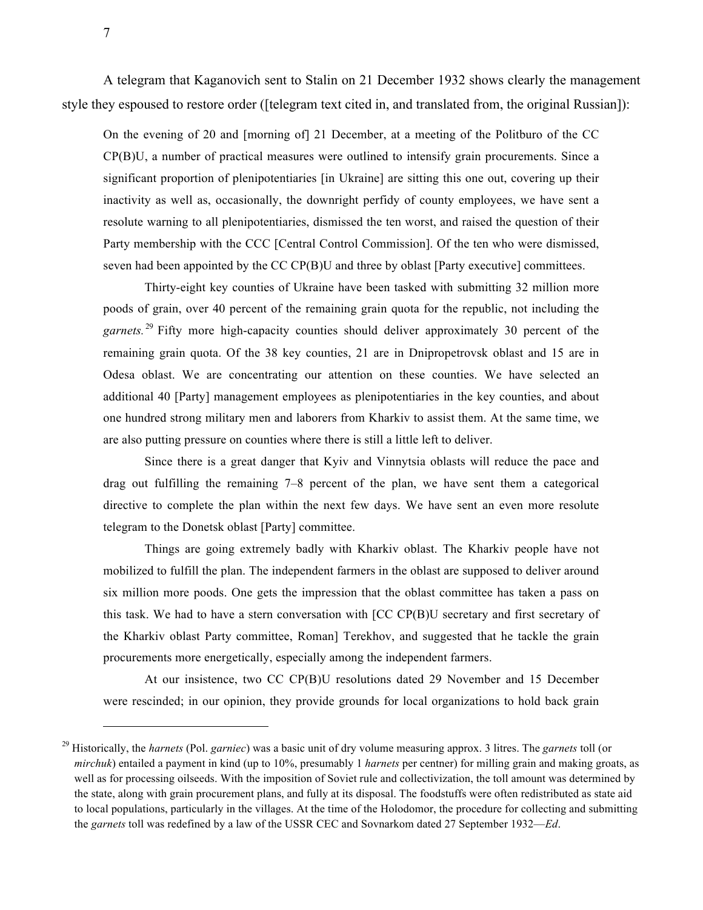A telegram that Kaganovich sent to Stalin on 21 December 1932 shows clearly the management style they espoused to restore order ([telegram text cited in, and translated from, the original Russian]):

> On the evening of 20 and [morning of] 21 December, at a meeting of the Politburo of the CC CP(B)U, a number of practical measures were outlined to intensify grain procurements. Since a significant proportion of plenipotentiaries [in Ukraine] are sitting this one out, covering up their inactivity as well as, occasionally, the downright perfidy of county employees, we have sent a resolute warning to all plenipotentiaries, dismissed the ten worst, and raised the question of their Party membership with the CCC [Central Control Commission]. Of the ten who were dismissed, seven had been appointed by the CC CP(B)U and three by oblast [Party executive] committees.
>
> Thirty-eight key counties of Ukraine have been tasked with submitting 32 million more poods of grain, over 40 percent of the remaining grain quota for the republic, not including the *garnets.*[29] Fifty more high-capacity counties should deliver approximately 30 percent of the remaining grain quota. Of the 38 key counties, 21 are in Dnipropetrovsk oblast and 15 are in Odesa oblast. We are concentrating our attention on these counties. We have selected an additional 40 [Party] management employees as plenipotentiaries in the key counties, and about one hundred strong military men and laborers from Kharkiv to assist them. At the same time, we are also putting pressure on counties where there is still a little left to deliver.
>
> Since there is a great danger that Kyiv and Vinnytsia oblasts will reduce the pace and drag out fulfilling the remaining 7–8 percent of the plan, we have sent them a categorical directive to complete the plan within the next few days. We have sent an even more resolute telegram to the Donetsk oblast [Party] committee.
>
> Things are going extremely badly with Kharkiv oblast. The Kharkiv people have not mobilized to fulfill the plan. The independent farmers in the oblast are supposed to deliver around six million more poods. One gets the impression that the oblast committee has taken a pass on this task. We had to have a stern conversation with [CC CP(B)U secretary and first secretary of the Kharkiv oblast Party committee, Roman] Terekhov, and suggested that he tackle the grain procurements more energetically, especially among the independent farmers.
>
> At our insistence, two CC CP(B)U resolutions dated 29 November and 15 December were rescinded; in our opinion, they provide grounds for local organizations to hold back grain

---

[29] Historically, the *harnets* (Pol. *garniec*) was a basic unit of dry volume measuring approx. 3 litres. The *garnets* toll (or *mirchuk*) entailed a payment in kind (up to 10%, presumably 1 *harnets* per centner) for milling grain and making groats, as well as for processing oilseeds. With the imposition of Soviet rule and collectivization, the toll amount was determined by the state, along with grain procurement plans, and fully at its disposal. The foodstuffs were often redistributed as state aid to local populations, particularly in the villages. At the time of the Holodomor, the procedure for collecting and submitting the *garnets* toll was redefined by a law of the USSR CEC and Sovnarkom dated 27 September 1932—*Ed*.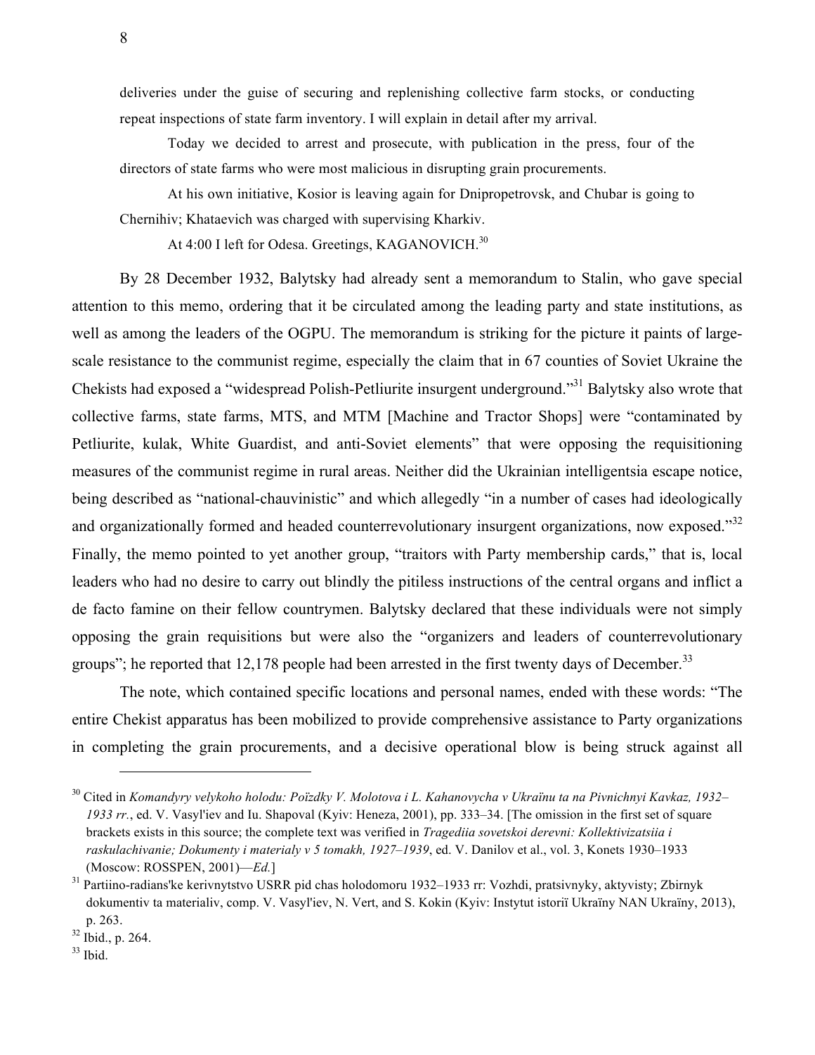deliveries under the guise of securing and replenishing collective farm stocks, or conducting repeat inspections of state farm inventory. I will explain in detail after my arrival.

Today we decided to arrest and prosecute, with publication in the press, four of the directors of state farms who were most malicious in disrupting grain procurements.

At his own initiative, Kosior is leaving again for Dnipropetrovsk, and Chubar is going to Chernihiv; Khataevich was charged with supervising Kharkiv.

At 4:00 I left for Odesa. Greetings, KAGANOVICH.[30]

By 28 December 1932, Balytsky had already sent a memorandum to Stalin, who gave special attention to this memo, ordering that it be circulated among the leading party and state institutions, as well as among the leaders of the OGPU. The memorandum is striking for the picture it paints of large-scale resistance to the communist regime, especially the claim that in 67 counties of Soviet Ukraine the Chekists had exposed a "widespread Polish-Petliurite insurgent underground."[31] Balytsky also wrote that collective farms, state farms, MTS, and MTM [Machine and Tractor Shops] were "contaminated by Petliurite, kulak, White Guardist, and anti-Soviet elements" that were opposing the requisitioning measures of the communist regime in rural areas. Neither did the Ukrainian intelligentsia escape notice, being described as "national-chauvinistic" and which allegedly "in a number of cases had ideologically and organizationally formed and headed counterrevolutionary insurgent organizations, now exposed."[32] Finally, the memo pointed to yet another group, "traitors with Party membership cards," that is, local leaders who had no desire to carry out blindly the pitiless instructions of the central organs and inflict a de facto famine on their fellow countrymen. Balytsky declared that these individuals were not simply opposing the grain requisitions but were also the "organizers and leaders of counterrevolutionary groups"; he reported that 12,178 people had been arrested in the first twenty days of December.[33]

The note, which contained specific locations and personal names, ended with these words: "The entire Chekist apparatus has been mobilized to provide comprehensive assistance to Party organizations in completing the grain procurements, and a decisive operational blow is being struck against all

---

[30] Cited in *Komandyry velykoho holodu: Poïzdky V. Molotova i L. Kahanovycha v Ukraïnu ta na Pivnichnyi Kavkaz, 1932–1933 rr.*, ed. V. Vasyl'iev and Iu. Shapoval (Kyiv: Heneza, 2001), pp. 333–34. [The omission in the first set of square brackets exists in this source; the complete text was verified in *Tragediia sovetskoi derevni: Kollektivizatsiia i raskulachivanie; Dokumenty i materialy v 5 tomakh, 1927–1939*, ed. V. Danilov et al., vol. 3, Konets 1930–1933 (Moscow: ROSSPEN, 2001)—*Ed.*]

[31] Partiino-radians'ke kerivnytstvo USRR pid chas holodomoru 1932–1933 rr: Vozhdi, pratsivnyky, aktyvisty; Zbirnyk dokumentiv ta materialiv, comp. V. Vasyl'iev, N. Vert, and S. Kokin (Kyiv: Instytut istoriï Ukraïny NAN Ukraïny, 2013), p. 263.

[32] Ibid., p. 264.

[33] Ibid.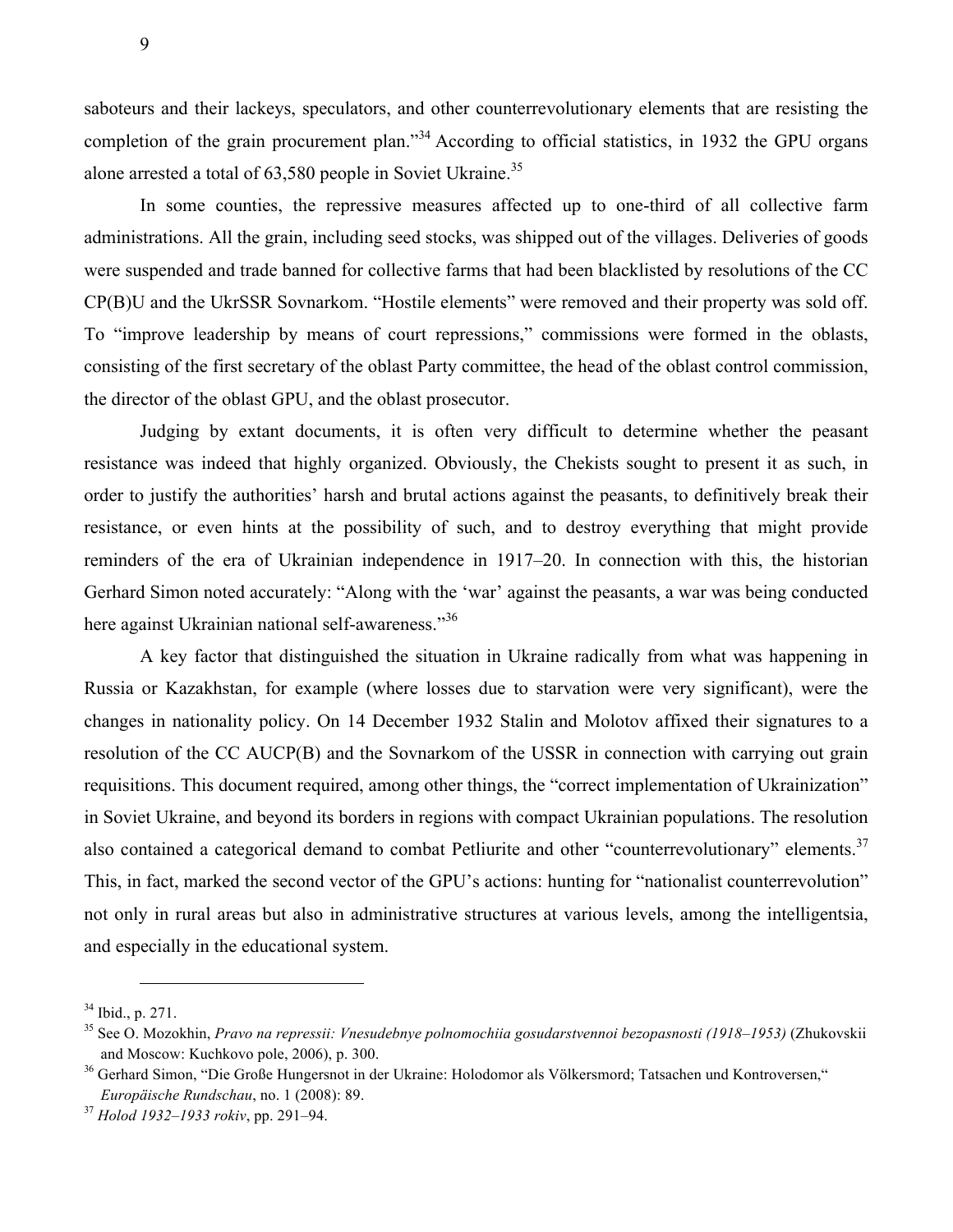saboteurs and their lackeys, speculators, and other counterrevolutionary elements that are resisting the completion of the grain procurement plan."[34] According to official statistics, in 1932 the GPU organs alone arrested a total of 63,580 people in Soviet Ukraine.[35]

In some counties, the repressive measures affected up to one-third of all collective farm administrations. All the grain, including seed stocks, was shipped out of the villages. Deliveries of goods were suspended and trade banned for collective farms that had been blacklisted by resolutions of the CC CP(B)U and the UkrSSR Sovnarkom. "Hostile elements" were removed and their property was sold off. To "improve leadership by means of court repressions," commissions were formed in the oblasts, consisting of the first secretary of the oblast Party committee, the head of the oblast control commission, the director of the oblast GPU, and the oblast prosecutor.

Judging by extant documents, it is often very difficult to determine whether the peasant resistance was indeed that highly organized. Obviously, the Chekists sought to present it as such, in order to justify the authorities' harsh and brutal actions against the peasants, to definitively break their resistance, or even hints at the possibility of such, and to destroy everything that might provide reminders of the era of Ukrainian independence in 1917–20. In connection with this, the historian Gerhard Simon noted accurately: "Along with the 'war' against the peasants, a war was being conducted here against Ukrainian national self-awareness."[36]

A key factor that distinguished the situation in Ukraine radically from what was happening in Russia or Kazakhstan, for example (where losses due to starvation were very significant), were the changes in nationality policy. On 14 December 1932 Stalin and Molotov affixed their signatures to a resolution of the CC AUCP(B) and the Sovnarkom of the USSR in connection with carrying out grain requisitions. This document required, among other things, the "correct implementation of Ukrainization" in Soviet Ukraine, and beyond its borders in regions with compact Ukrainian populations. The resolution also contained a categorical demand to combat Petliurite and other "counterrevolutionary" elements.[37] This, in fact, marked the second vector of the GPU's actions: hunting for "nationalist counterrevolution" not only in rural areas but also in administrative structures at various levels, among the intelligentsia, and especially in the educational system.

---

[34] Ibid., p. 271.

[35] See O. Mozokhin, *Pravo na repressii: Vnesudebnye polnomochiia gosudarstvennoi bezopasnosti (1918–1953)* (Zhukovskii and Moscow: Kuchkovo pole, 2006), p. 300.

[36] Gerhard Simon, "Die Große Hungersnot in der Ukraine: Holodomor als Völkersmord; Tatsachen und Kontroversen," *Europäische Rundschau*, no. 1 (2008): 89.

[37] *Holod 1932–1933 rokiv*, pp. 291–94.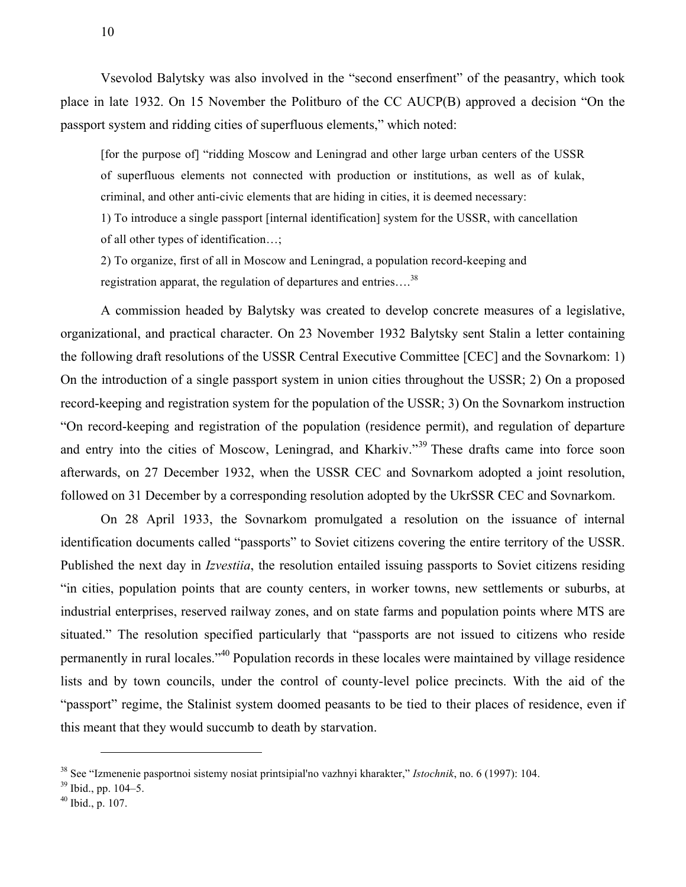Vsevolod Balytsky was also involved in the "second enserfment" of the peasantry, which took place in late 1932. On 15 November the Politburo of the CC AUCP(B) approved a decision "On the passport system and ridding cities of superfluous elements," which noted:

> [for the purpose of] "ridding Moscow and Leningrad and other large urban centers of the USSR of superfluous elements not connected with production or institutions, as well as of kulak, criminal, and other anti-civic elements that are hiding in cities, it is deemed necessary:
>
> 1) To introduce a single passport [internal identification] system for the USSR, with cancellation of all other types of identification…;
>
> 2) To organize, first of all in Moscow and Leningrad, a population record-keeping and registration apparat, the regulation of departures and entries….[38]

A commission headed by Balytsky was created to develop concrete measures of a legislative, organizational, and practical character. On 23 November 1932 Balytsky sent Stalin a letter containing the following draft resolutions of the USSR Central Executive Committee [CEC] and the Sovnarkom: 1) On the introduction of a single passport system in union cities throughout the USSR; 2) On a proposed record-keeping and registration system for the population of the USSR; 3) On the Sovnarkom instruction "On record-keeping and registration of the population (residence permit), and regulation of departure and entry into the cities of Moscow, Leningrad, and Kharkiv."[39] These drafts came into force soon afterwards, on 27 December 1932, when the USSR CEC and Sovnarkom adopted a joint resolution, followed on 31 December by a corresponding resolution adopted by the UkrSSR CEC and Sovnarkom.

On 28 April 1933, the Sovnarkom promulgated a resolution on the issuance of internal identification documents called "passports" to Soviet citizens covering the entire territory of the USSR. Published the next day in *Izvestiia*, the resolution entailed issuing passports to Soviet citizens residing "in cities, population points that are county centers, in worker towns, new settlements or suburbs, at industrial enterprises, reserved railway zones, and on state farms and population points where MTS are situated." The resolution specified particularly that "passports are not issued to citizens who reside permanently in rural locales."[40] Population records in these locales were maintained by village residence lists and by town councils, under the control of county-level police precincts. With the aid of the "passport" regime, the Stalinist system doomed peasants to be tied to their places of residence, even if this meant that they would succumb to death by starvation.

---

[38] See "Izmenenie pasportnoi sistemy nosiat printsipial'no vazhnyi kharakter," *Istochnik*, no. 6 (1997): 104.

[39] Ibid., pp. 104–5.

[40] Ibid., p. 107.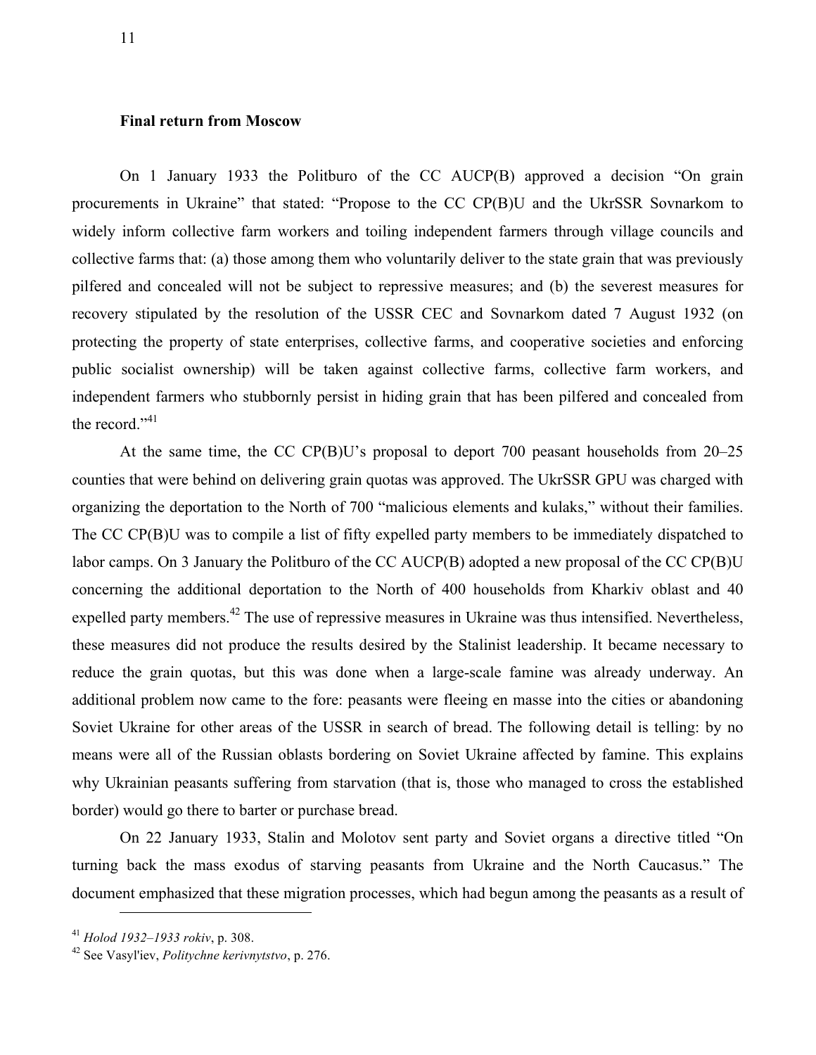### Final return from Moscow

On 1 January 1933 the Politburo of the CC AUCP(B) approved a decision "On grain procurements in Ukraine" that stated: "Propose to the CC CP(B)U and the UkrSSR Sovnarkom to widely inform collective farm workers and toiling independent farmers through village councils and collective farms that: (a) those among them who voluntarily deliver to the state grain that was previously pilfered and concealed will not be subject to repressive measures; and (b) the severest measures for recovery stipulated by the resolution of the USSR CEC and Sovnarkom dated 7 August 1932 (on protecting the property of state enterprises, collective farms, and cooperative societies and enforcing public socialist ownership) will be taken against collective farms, collective farm workers, and independent farmers who stubbornly persist in hiding grain that has been pilfered and concealed from the record."[41]

At the same time, the CC CP(B)U's proposal to deport 700 peasant households from 20–25 counties that were behind on delivering grain quotas was approved. The UkrSSR GPU was charged with organizing the deportation to the North of 700 "malicious elements and kulaks," without their families. The CC CP(B)U was to compile a list of fifty expelled party members to be immediately dispatched to labor camps. On 3 January the Politburo of the CC AUCP(B) adopted a new proposal of the CC CP(B)U concerning the additional deportation to the North of 400 households from Kharkiv oblast and 40 expelled party members.[42] The use of repressive measures in Ukraine was thus intensified. Nevertheless, these measures did not produce the results desired by the Stalinist leadership. It became necessary to reduce the grain quotas, but this was done when a large-scale famine was already underway. An additional problem now came to the fore: peasants were fleeing en masse into the cities or abandoning Soviet Ukraine for other areas of the USSR in search of bread. The following detail is telling: by no means were all of the Russian oblasts bordering on Soviet Ukraine affected by famine. This explains why Ukrainian peasants suffering from starvation (that is, those who managed to cross the established border) would go there to barter or purchase bread.

On 22 January 1933, Stalin and Molotov sent party and Soviet organs a directive titled "On turning back the mass exodus of starving peasants from Ukraine and the North Caucasus." The document emphasized that these migration processes, which had begun among the peasants as a result of

---

[41] *Holod 1932–1933 rokiv*, p. 308.

[42] See Vasyl'iev, *Politychne kerivnytstvo*, p. 276.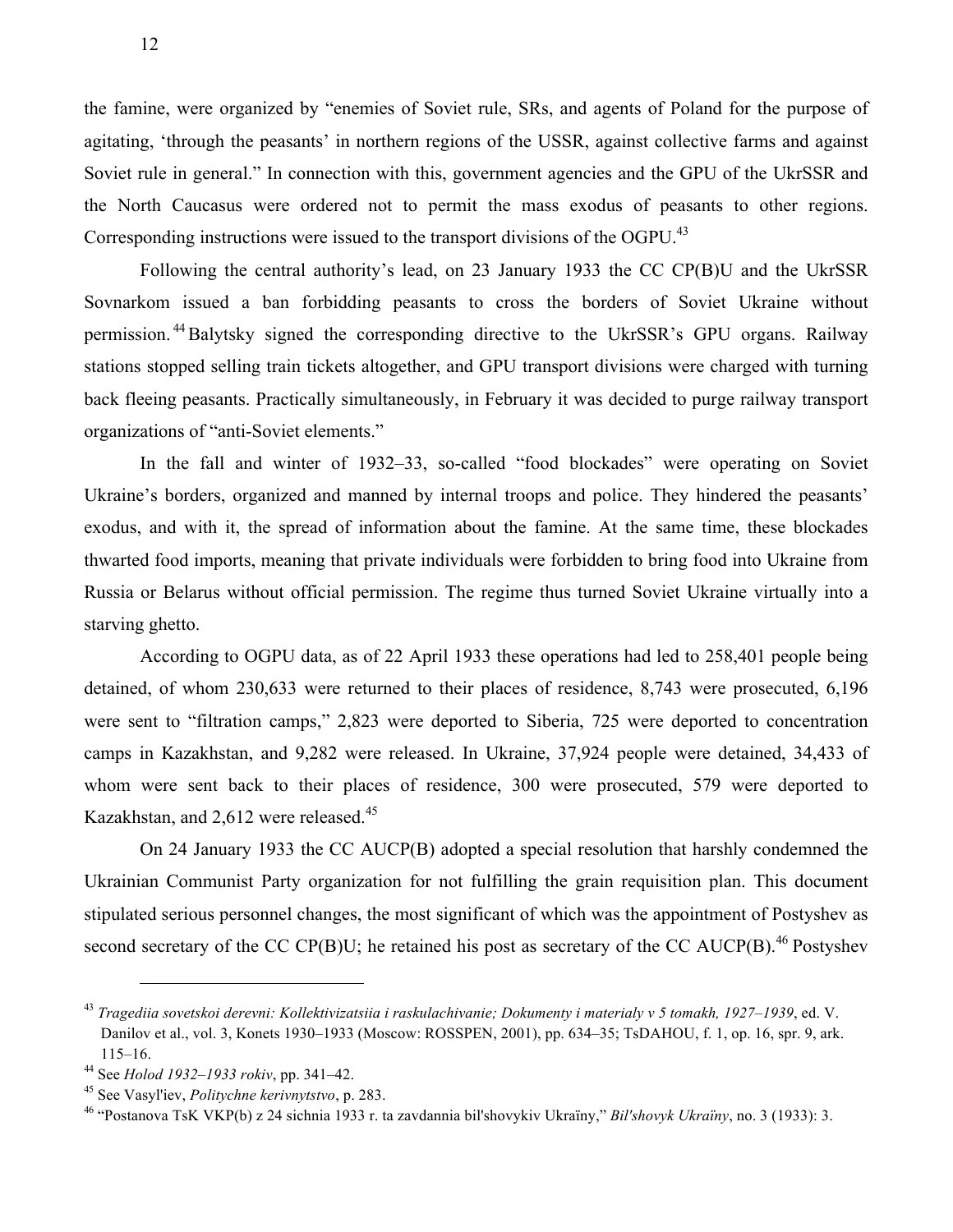the famine, were organized by "enemies of Soviet rule, SRs, and agents of Poland for the purpose of agitating, 'through the peasants' in northern regions of the USSR, against collective farms and against Soviet rule in general." In connection with this, government agencies and the GPU of the UkrSSR and the North Caucasus were ordered not to permit the mass exodus of peasants to other regions. Corresponding instructions were issued to the transport divisions of the OGPU.[43]

Following the central authority's lead, on 23 January 1933 the CC CP(B)U and the UkrSSR Sovnarkom issued a ban forbidding peasants to cross the borders of Soviet Ukraine without permission.[44] Balytsky signed the corresponding directive to the UkrSSR's GPU organs. Railway stations stopped selling train tickets altogether, and GPU transport divisions were charged with turning back fleeing peasants. Practically simultaneously, in February it was decided to purge railway transport organizations of "anti-Soviet elements."

In the fall and winter of 1932–33, so-called "food blockades" were operating on Soviet Ukraine's borders, organized and manned by internal troops and police. They hindered the peasants' exodus, and with it, the spread of information about the famine. At the same time, these blockades thwarted food imports, meaning that private individuals were forbidden to bring food into Ukraine from Russia or Belarus without official permission. The regime thus turned Soviet Ukraine virtually into a starving ghetto.

According to OGPU data, as of 22 April 1933 these operations had led to 258,401 people being detained, of whom 230,633 were returned to their places of residence, 8,743 were prosecuted, 6,196 were sent to "filtration camps," 2,823 were deported to Siberia, 725 were deported to concentration camps in Kazakhstan, and 9,282 were released. In Ukraine, 37,924 people were detained, 34,433 of whom were sent back to their places of residence, 300 were prosecuted, 579 were deported to Kazakhstan, and 2,612 were released.[45]

On 24 January 1933 the CC AUCP(B) adopted a special resolution that harshly condemned the Ukrainian Communist Party organization for not fulfilling the grain requisition plan. This document stipulated serious personnel changes, the most significant of which was the appointment of Postyshev as second secretary of the CC CP(B)U; he retained his post as secretary of the CC AUCP(B).[46] Postyshev

---

[43] *Tragediia sovetskoi derevni: Kollektivizatsiia i raskulachivanie; Dokumenty i materialy v 5 tomakh, 1927–1939*, ed. V. Danilov et al., vol. 3, Konets 1930–1933 (Moscow: ROSSPEN, 2001), pp. 634–35; TsDAHOU, f. 1, op. 16, spr. 9, ark. 115–16.

[44] See *Holod 1932–1933 rokiv*, pp. 341–42.

[45] See Vasyl'iev, *Politychne kerivnytstvo*, p. 283.

[46] "Postanova TsK VKP(b) z 24 sichnia 1933 r. ta zavdannia bil'shovykiv Ukraïny," *Bil'shovyk Ukraïny*, no. 3 (1933): 3.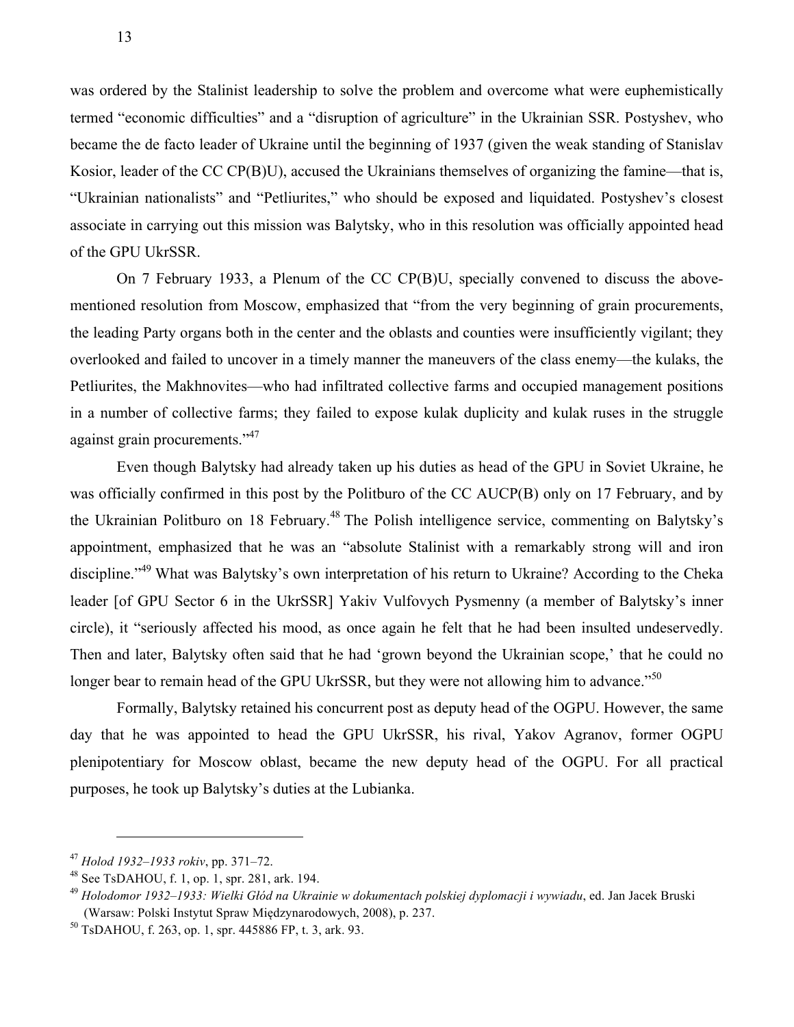was ordered by the Stalinist leadership to solve the problem and overcome what were euphemistically termed "economic difficulties" and a "disruption of agriculture" in the Ukrainian SSR. Postyshev, who became the de facto leader of Ukraine until the beginning of 1937 (given the weak standing of Stanislav Kosior, leader of the CC CP(B)U), accused the Ukrainians themselves of organizing the famine—that is, "Ukrainian nationalists" and "Petliurites," who should be exposed and liquidated. Postyshev's closest associate in carrying out this mission was Balytsky, who in this resolution was officially appointed head of the GPU UkrSSR.

On 7 February 1933, a Plenum of the CC CP(B)U, specially convened to discuss the above-mentioned resolution from Moscow, emphasized that "from the very beginning of grain procurements, the leading Party organs both in the center and the oblasts and counties were insufficiently vigilant; they overlooked and failed to uncover in a timely manner the maneuvers of the class enemy—the kulaks, the Petliurites, the Makhnovites—who had infiltrated collective farms and occupied management positions in a number of collective farms; they failed to expose kulak duplicity and kulak ruses in the struggle against grain procurements."[47]

Even though Balytsky had already taken up his duties as head of the GPU in Soviet Ukraine, he was officially confirmed in this post by the Politburo of the CC AUCP(B) only on 17 February, and by the Ukrainian Politburo on 18 February.[48] The Polish intelligence service, commenting on Balytsky's appointment, emphasized that he was an "absolute Stalinist with a remarkably strong will and iron discipline."[49] What was Balytsky's own interpretation of his return to Ukraine? According to the Cheka leader [of GPU Sector 6 in the UkrSSR] Yakiv Vulfovych Pysmenny (a member of Balytsky's inner circle), it "seriously affected his mood, as once again he felt that he had been insulted undeservedly. Then and later, Balytsky often said that he had 'grown beyond the Ukrainian scope,' that he could no longer bear to remain head of the GPU UkrSSR, but they were not allowing him to advance."[50]

Formally, Balytsky retained his concurrent post as deputy head of the OGPU. However, the same day that he was appointed to head the GPU UkrSSR, his rival, Yakov Agranov, former OGPU plenipotentiary for Moscow oblast, became the new deputy head of the OGPU. For all practical purposes, he took up Balytsky's duties at the Lubianka.

---

[47] *Holod 1932–1933 rokiv*, pp. 371–72.

[48] See TsDAHOU, f. 1, op. 1, spr. 281, ark. 194.

[49] *Holodomor 1932–1933: Wielki Głód na Ukrainie w dokumentach polskiej dyplomacji i wywiadu*, ed. Jan Jacek Bruski (Warsaw: Polski Instytut Spraw Międzynarodowych, 2008), p. 237.

[50] TsDAHOU, f. 263, op. 1, spr. 445886 FP, t. 3, ark. 93.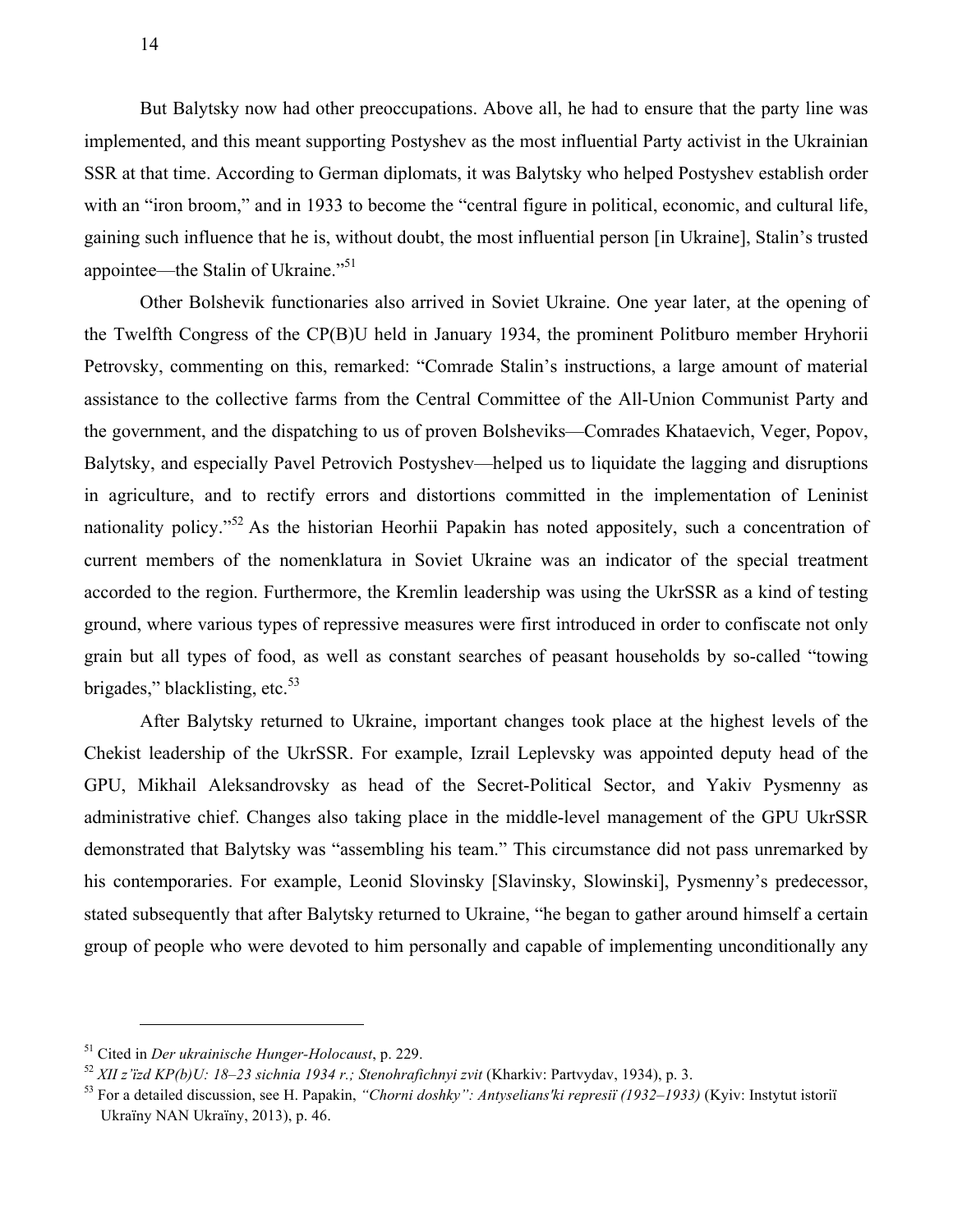But Balytsky now had other preoccupations. Above all, he had to ensure that the party line was implemented, and this meant supporting Postyshev as the most influential Party activist in the Ukrainian SSR at that time. According to German diplomats, it was Balytsky who helped Postyshev establish order with an "iron broom," and in 1933 to become the "central figure in political, economic, and cultural life, gaining such influence that he is, without doubt, the most influential person [in Ukraine], Stalin's trusted appointee—the Stalin of Ukraine."[51]

Other Bolshevik functionaries also arrived in Soviet Ukraine. One year later, at the opening of the Twelfth Congress of the CP(B)U held in January 1934, the prominent Politburo member Hryhorii Petrovsky, commenting on this, remarked: "Comrade Stalin's instructions, a large amount of material assistance to the collective farms from the Central Committee of the All-Union Communist Party and the government, and the dispatching to us of proven Bolsheviks—Comrades Khataevich, Veger, Popov, Balytsky, and especially Pavel Petrovich Postyshev—helped us to liquidate the lagging and disruptions in agriculture, and to rectify errors and distortions committed in the implementation of Leninist nationality policy."[52] As the historian Heorhii Papakin has noted appositely, such a concentration of current members of the nomenklatura in Soviet Ukraine was an indicator of the special treatment accorded to the region. Furthermore, the Kremlin leadership was using the UkrSSR as a kind of testing ground, where various types of repressive measures were first introduced in order to confiscate not only grain but all types of food, as well as constant searches of peasant households by so-called "towing brigades," blacklisting, etc.[53]

After Balytsky returned to Ukraine, important changes took place at the highest levels of the Chekist leadership of the UkrSSR. For example, Izrail Leplevsky was appointed deputy head of the GPU, Mikhail Aleksandrovsky as head of the Secret-Political Sector, and Yakiv Pysmenny as administrative chief. Changes also taking place in the middle-level management of the GPU UkrSSR demonstrated that Balytsky was "assembling his team." This circumstance did not pass unremarked by his contemporaries. For example, Leonid Slovinsky [Slavinsky, Slowinski], Pysmenny's predecessor, stated subsequently that after Balytsky returned to Ukraine, "he began to gather around himself a certain group of people who were devoted to him personally and capable of implementing unconditionally any

---

[51] Cited in *Der ukrainische Hunger-Holocaust*, p. 229.

[52] *XII z'ïzd KP(b)U: 18–23 sichnia 1934 r.; Stenohrafichnyi zvit* (Kharkiv: Partvydav, 1934), p. 3.

[53] For a detailed discussion, see H. Papakin, *"Chorni doshky": Antyselians'ki represiï (1932–1933)* (Kyiv: Instytut istoriï Ukraïny NAN Ukraïny, 2013), p. 46.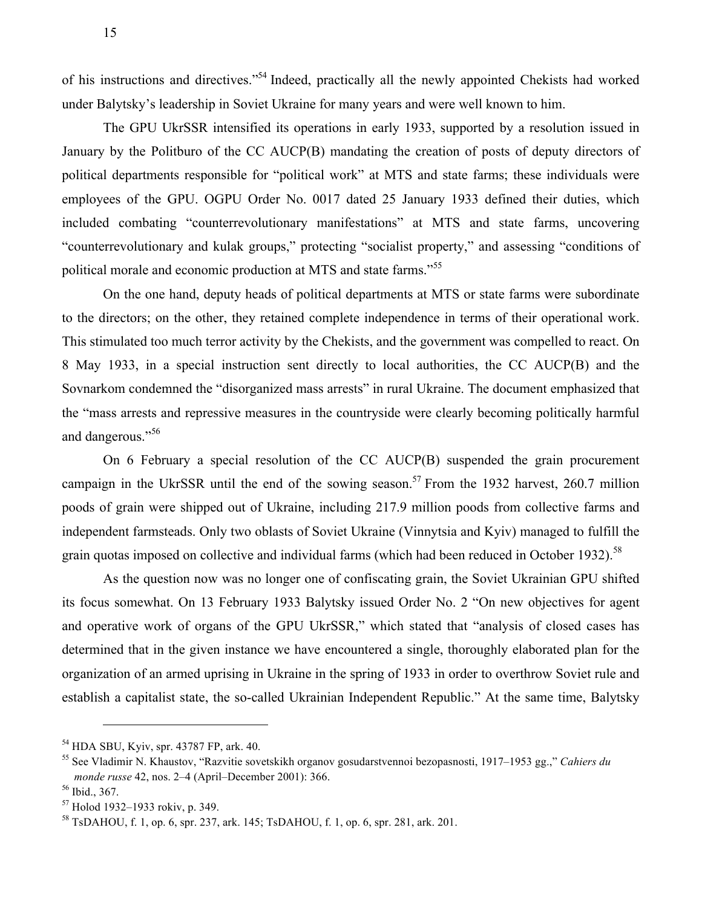of his instructions and directives."[54] Indeed, practically all the newly appointed Chekists had worked under Balytsky's leadership in Soviet Ukraine for many years and were well known to him.

The GPU UkrSSR intensified its operations in early 1933, supported by a resolution issued in January by the Politburo of the CC AUCP(B) mandating the creation of posts of deputy directors of political departments responsible for "political work" at MTS and state farms; these individuals were employees of the GPU. OGPU Order No. 0017 dated 25 January 1933 defined their duties, which included combating "counterrevolutionary manifestations" at MTS and state farms, uncovering "counterrevolutionary and kulak groups," protecting "socialist property," and assessing "conditions of political morale and economic production at MTS and state farms."[55]

On the one hand, deputy heads of political departments at MTS or state farms were subordinate to the directors; on the other, they retained complete independence in terms of their operational work. This stimulated too much terror activity by the Chekists, and the government was compelled to react. On 8 May 1933, in a special instruction sent directly to local authorities, the CC AUCP(B) and the Sovnarkom condemned the "disorganized mass arrests" in rural Ukraine. The document emphasized that the "mass arrests and repressive measures in the countryside were clearly becoming politically harmful and dangerous."[56]

On 6 February a special resolution of the CC AUCP(B) suspended the grain procurement campaign in the UkrSSR until the end of the sowing season.[57] From the 1932 harvest, 260.7 million poods of grain were shipped out of Ukraine, including 217.9 million poods from collective farms and independent farmsteads. Only two oblasts of Soviet Ukraine (Vinnytsia and Kyiv) managed to fulfill the grain quotas imposed on collective and individual farms (which had been reduced in October 1932).[58]

As the question now was no longer one of confiscating grain, the Soviet Ukrainian GPU shifted its focus somewhat. On 13 February 1933 Balytsky issued Order No. 2 "On new objectives for agent and operative work of organs of the GPU UkrSSR," which stated that "analysis of closed cases has determined that in the given instance we have encountered a single, thoroughly elaborated plan for the organization of an armed uprising in Ukraine in the spring of 1933 in order to overthrow Soviet rule and establish a capitalist state, the so-called Ukrainian Independent Republic." At the same time, Balytsky

---

[54] HDA SBU, Kyiv, spr. 43787 FP, ark. 40.

[55] See Vladimir N. Khaustov, "Razvitie sovetskikh organov gosudarstvennoi bezopasnosti, 1917–1953 gg.," *Cahiers du monde russe* 42, nos. 2–4 (April–December 2001): 366.

[56] Ibid., 367.

[57] Holod 1932–1933 rokiv, p. 349.

[58] TsDAHOU, f. 1, op. 6, spr. 237, ark. 145; TsDAHOU, f. 1, op. 6, spr. 281, ark. 201.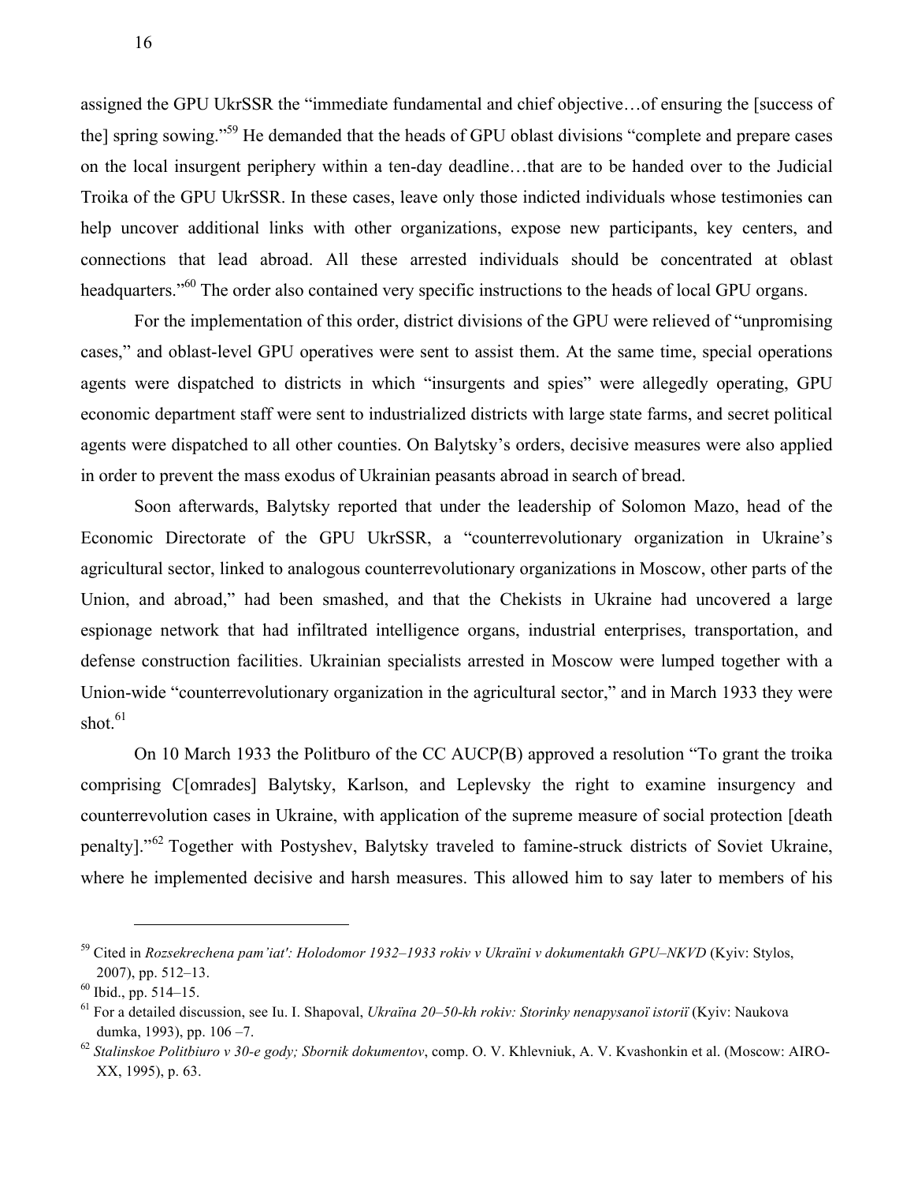assigned the GPU UkrSSR the "immediate fundamental and chief objective…of ensuring the [success of the] spring sowing."[59] He demanded that the heads of GPU oblast divisions "complete and prepare cases on the local insurgent periphery within a ten-day deadline…that are to be handed over to the Judicial Troika of the GPU UkrSSR. In these cases, leave only those indicted individuals whose testimonies can help uncover additional links with other organizations, expose new participants, key centers, and connections that lead abroad. All these arrested individuals should be concentrated at oblast headquarters."[60] The order also contained very specific instructions to the heads of local GPU organs.

For the implementation of this order, district divisions of the GPU were relieved of "unpromising cases," and oblast-level GPU operatives were sent to assist them. At the same time, special operations agents were dispatched to districts in which "insurgents and spies" were allegedly operating, GPU economic department staff were sent to industrialized districts with large state farms, and secret political agents were dispatched to all other counties. On Balytsky's orders, decisive measures were also applied in order to prevent the mass exodus of Ukrainian peasants abroad in search of bread.

Soon afterwards, Balytsky reported that under the leadership of Solomon Mazo, head of the Economic Directorate of the GPU UkrSSR, a "counterrevolutionary organization in Ukraine's agricultural sector, linked to analogous counterrevolutionary organizations in Moscow, other parts of the Union, and abroad," had been smashed, and that the Chekists in Ukraine had uncovered a large espionage network that had infiltrated intelligence organs, industrial enterprises, transportation, and defense construction facilities. Ukrainian specialists arrested in Moscow were lumped together with a Union-wide "counterrevolutionary organization in the agricultural sector," and in March 1933 they were shot.[61]

On 10 March 1933 the Politburo of the CC AUCP(B) approved a resolution "To grant the troika comprising C[omrades] Balytsky, Karlson, and Leplevsky the right to examine insurgency and counterrevolution cases in Ukraine, with application of the supreme measure of social protection [death penalty]."[62] Together with Postyshev, Balytsky traveled to famine-struck districts of Soviet Ukraine, where he implemented decisive and harsh measures. This allowed him to say later to members of his

---

[59] Cited in *Rozsekrechena pam'iat': Holodomor 1932–1933 rokiv v Ukraïni v dokumentakh GPU–NKVD* (Kyiv: Stylos, 2007), pp. 512–13.

[60] Ibid., pp. 514–15.

[61] For a detailed discussion, see Iu. I. Shapoval, *Ukraïna 20–50-kh rokiv: Storinky nenapysanoï istoriï* (Kyiv: Naukova dumka, 1993), pp. 106 –7.

[62] *Stalinskoe Politbiuro v 30-e gody; Sbornik dokumentov*, comp. O. V. Khlevniuk, A. V. Kvashonkin et al. (Moscow: AIRO-XX, 1995), p. 63.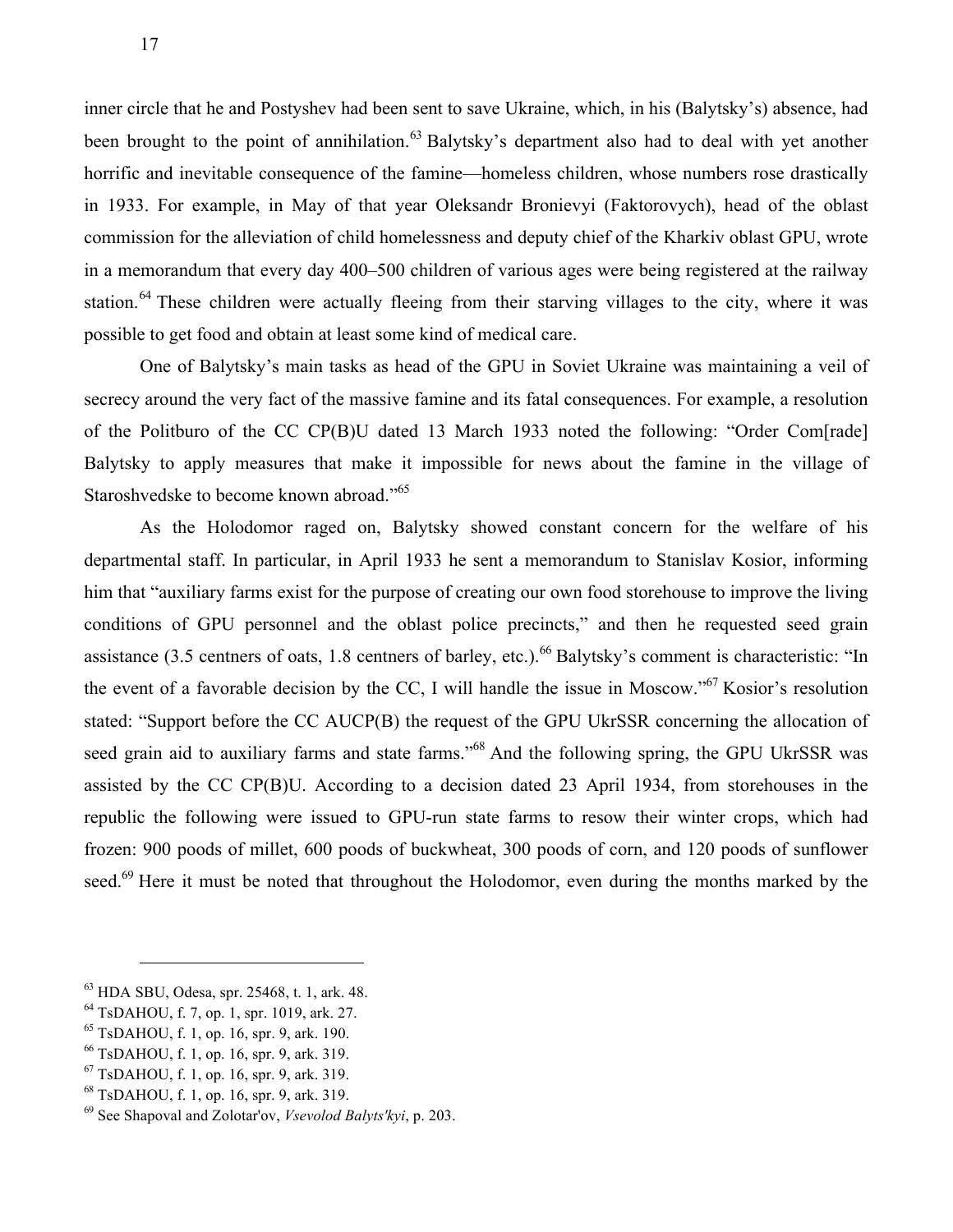inner circle that he and Postyshev had been sent to save Ukraine, which, in his (Balytsky's) absence, had been brought to the point of annihilation.[63] Balytsky's department also had to deal with yet another horrific and inevitable consequence of the famine—homeless children, whose numbers rose drastically in 1933. For example, in May of that year Oleksandr Bronievyi (Faktorovych), head of the oblast commission for the alleviation of child homelessness and deputy chief of the Kharkiv oblast GPU, wrote in a memorandum that every day 400–500 children of various ages were being registered at the railway station.[64] These children were actually fleeing from their starving villages to the city, where it was possible to get food and obtain at least some kind of medical care.

One of Balytsky's main tasks as head of the GPU in Soviet Ukraine was maintaining a veil of secrecy around the very fact of the massive famine and its fatal consequences. For example, a resolution of the Politburo of the CC CP(B)U dated 13 March 1933 noted the following: "Order Com[rade] Balytsky to apply measures that make it impossible for news about the famine in the village of Staroshvedske to become known abroad."[65]

As the Holodomor raged on, Balytsky showed constant concern for the welfare of his departmental staff. In particular, in April 1933 he sent a memorandum to Stanislav Kosior, informing him that "auxiliary farms exist for the purpose of creating our own food storehouse to improve the living conditions of GPU personnel and the oblast police precincts," and then he requested seed grain assistance (3.5 centners of oats, 1.8 centners of barley, etc.).[66] Balytsky's comment is characteristic: "In the event of a favorable decision by the CC, I will handle the issue in Moscow."[67] Kosior's resolution stated: "Support before the CC AUCP(B) the request of the GPU UkrSSR concerning the allocation of seed grain aid to auxiliary farms and state farms."[68] And the following spring, the GPU UkrSSR was assisted by the CC CP(B)U. According to a decision dated 23 April 1934, from storehouses in the republic the following were issued to GPU-run state farms to resow their winter crops, which had frozen: 900 poods of millet, 600 poods of buckwheat, 300 poods of corn, and 120 poods of sunflower seed.[69] Here it must be noted that throughout the Holodomor, even during the months marked by the

---

[63] HDA SBU, Odesa, spr. 25468, t. 1, ark. 48.
[64] TsDAHOU, f. 7, op. 1, spr. 1019, ark. 27.
[65] TsDAHOU, f. 1, op. 16, spr. 9, ark. 190.
[66] TsDAHOU, f. 1, op. 16, spr. 9, ark. 319.
[67] TsDAHOU, f. 1, op. 16, spr. 9, ark. 319.
[68] TsDAHOU, f. 1, op. 16, spr. 9, ark. 319.
[69] See Shapoval and Zolotar'ov, *Vsevolod Balyts'kyi*, p. 203.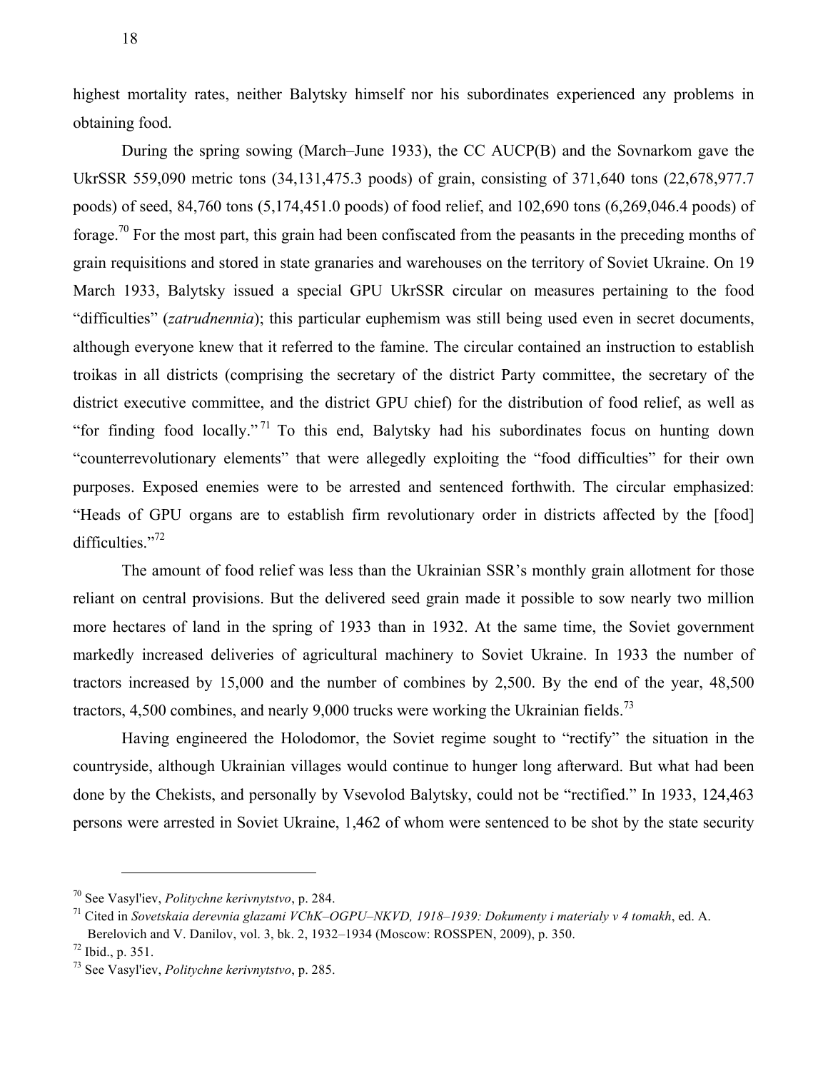highest mortality rates, neither Balytsky himself nor his subordinates experienced any problems in obtaining food.

During the spring sowing (March–June 1933), the CC AUCP(B) and the Sovnarkom gave the UkrSSR 559,090 metric tons (34,131,475.3 poods) of grain, consisting of 371,640 tons (22,678,977.7 poods) of seed, 84,760 tons (5,174,451.0 poods) of food relief, and 102,690 tons (6,269,046.4 poods) of forage.[70] For the most part, this grain had been confiscated from the peasants in the preceding months of grain requisitions and stored in state granaries and warehouses on the territory of Soviet Ukraine. On 19 March 1933, Balytsky issued a special GPU UkrSSR circular on measures pertaining to the food "difficulties" (*zatrudnennia*); this particular euphemism was still being used even in secret documents, although everyone knew that it referred to the famine. The circular contained an instruction to establish troikas in all districts (comprising the secretary of the district Party committee, the secretary of the district executive committee, and the district GPU chief) for the distribution of food relief, as well as "for finding food locally."[71] To this end, Balytsky had his subordinates focus on hunting down "counterrevolutionary elements" that were allegedly exploiting the "food difficulties" for their own purposes. Exposed enemies were to be arrested and sentenced forthwith. The circular emphasized: "Heads of GPU organs are to establish firm revolutionary order in districts affected by the [food] difficulties."[72]

The amount of food relief was less than the Ukrainian SSR's monthly grain allotment for those reliant on central provisions. But the delivered seed grain made it possible to sow nearly two million more hectares of land in the spring of 1933 than in 1932. At the same time, the Soviet government markedly increased deliveries of agricultural machinery to Soviet Ukraine. In 1933 the number of tractors increased by 15,000 and the number of combines by 2,500. By the end of the year, 48,500 tractors, 4,500 combines, and nearly 9,000 trucks were working the Ukrainian fields.[73]

Having engineered the Holodomor, the Soviet regime sought to "rectify" the situation in the countryside, although Ukrainian villages would continue to hunger long afterward. But what had been done by the Chekists, and personally by Vsevolod Balytsky, could not be "rectified." In 1933, 124,463 persons were arrested in Soviet Ukraine, 1,462 of whom were sentenced to be shot by the state security

---

[70] See Vasyl'iev, *Politychne kerivnytstvo*, p. 284.

[71] Cited in *Sovetskaia derevnia glazami VChK–OGPU–NKVD, 1918–1939: Dokumenty i materialy v 4 tomakh*, ed. A. Berelovich and V. Danilov, vol. 3, bk. 2, 1932–1934 (Moscow: ROSSPEN, 2009), p. 350.

[72] Ibid., p. 351.

[73] See Vasyl'iev, *Politychne kerivnytstvo*, p. 285.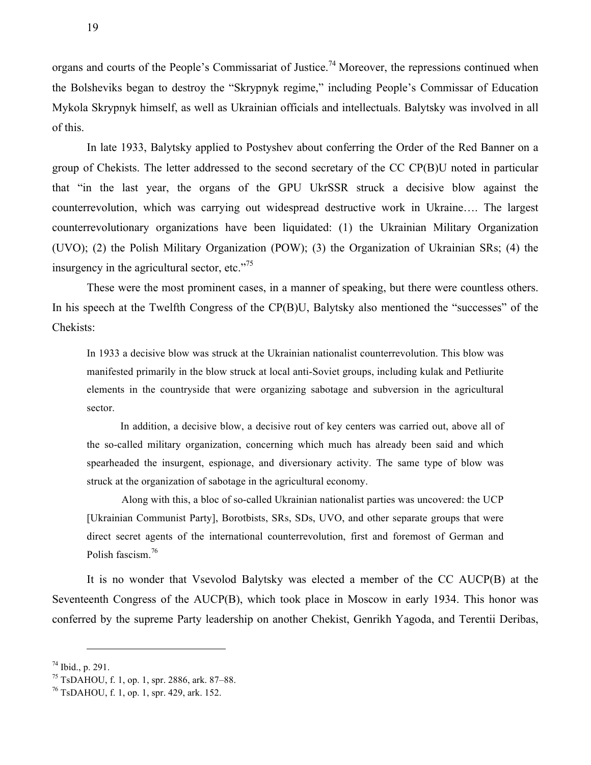organs and courts of the People's Commissariat of Justice.[74] Moreover, the repressions continued when the Bolsheviks began to destroy the "Skrypnyk regime," including People's Commissar of Education Mykola Skrypnyk himself, as well as Ukrainian officials and intellectuals. Balytsky was involved in all of this.

In late 1933, Balytsky applied to Postyshev about conferring the Order of the Red Banner on a group of Chekists. The letter addressed to the second secretary of the CC CP(B)U noted in particular that "in the last year, the organs of the GPU UkrSSR struck a decisive blow against the counterrevolution, which was carrying out widespread destructive work in Ukraine…. The largest counterrevolutionary organizations have been liquidated: (1) the Ukrainian Military Organization (UVO); (2) the Polish Military Organization (POW); (3) the Organization of Ukrainian SRs; (4) the insurgency in the agricultural sector, etc."[75]

These were the most prominent cases, in a manner of speaking, but there were countless others. In his speech at the Twelfth Congress of the CP(B)U, Balytsky also mentioned the "successes" of the Chekists:

> In 1933 a decisive blow was struck at the Ukrainian nationalist counterrevolution. This blow was manifested primarily in the blow struck at local anti-Soviet groups, including kulak and Petliurite elements in the countryside that were organizing sabotage and subversion in the agricultural sector.
>
> In addition, a decisive blow, a decisive rout of key centers was carried out, above all of the so-called military organization, concerning which much has already been said and which spearheaded the insurgent, espionage, and diversionary activity. The same type of blow was struck at the organization of sabotage in the agricultural economy.
>
> Along with this, a bloc of so-called Ukrainian nationalist parties was uncovered: the UCP [Ukrainian Communist Party], Borotbists, SRs, SDs, UVO, and other separate groups that were direct secret agents of the international counterrevolution, first and foremost of German and Polish fascism.[76]

It is no wonder that Vsevolod Balytsky was elected a member of the CC AUCP(B) at the Seventeenth Congress of the AUCP(B), which took place in Moscow in early 1934. This honor was conferred by the supreme Party leadership on another Chekist, Genrikh Yagoda, and Terentii Deribas,

---

[74] Ibid., p. 291.

[75] TsDAHOU, f. 1, op. 1, spr. 2886, ark. 87–88.

[76] TsDAHOU, f. 1, op. 1, spr. 429, ark. 152.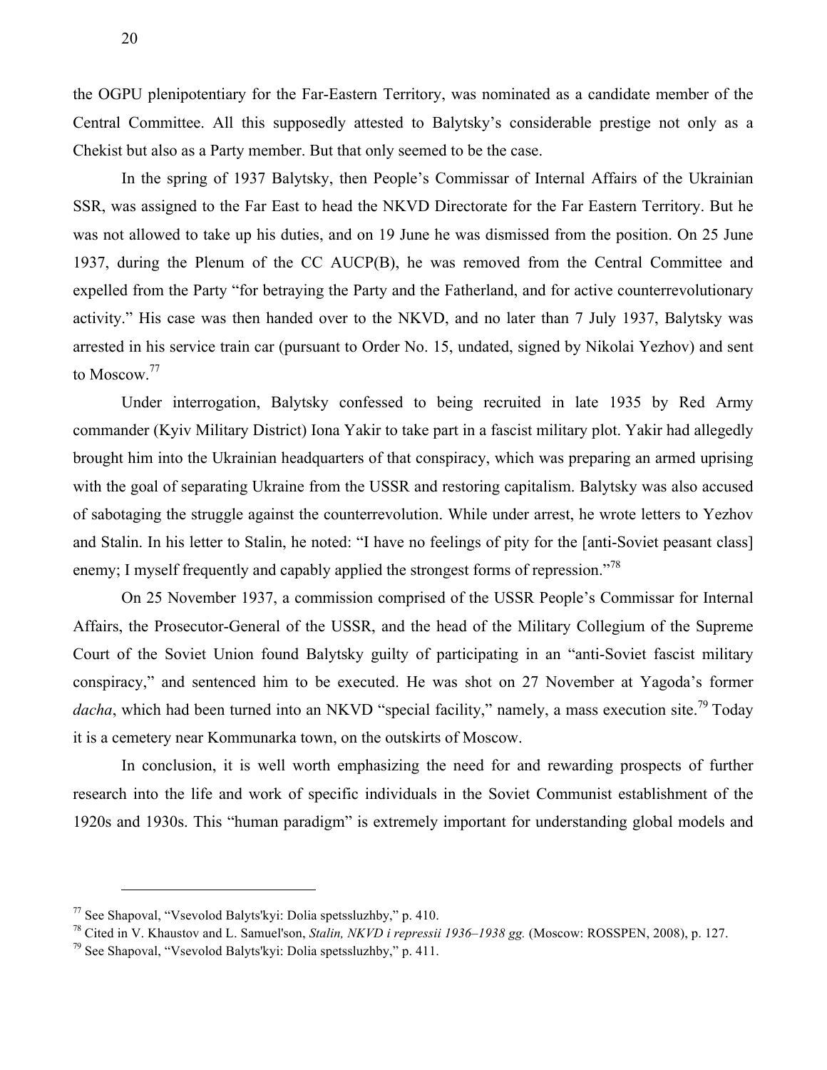the OGPU plenipotentiary for the Far-Eastern Territory, was nominated as a candidate member of the Central Committee. All this supposedly attested to Balytsky's considerable prestige not only as a Chekist but also as a Party member. But that only seemed to be the case.

In the spring of 1937 Balytsky, then People's Commissar of Internal Affairs of the Ukrainian SSR, was assigned to the Far East to head the NKVD Directorate for the Far Eastern Territory. But he was not allowed to take up his duties, and on 19 June he was dismissed from the position. On 25 June 1937, during the Plenum of the CC AUCP(B), he was removed from the Central Committee and expelled from the Party "for betraying the Party and the Fatherland, and for active counterrevolutionary activity." His case was then handed over to the NKVD, and no later than 7 July 1937, Balytsky was arrested in his service train car (pursuant to Order No. 15, undated, signed by Nikolai Yezhov) and sent to Moscow.[77]

Under interrogation, Balytsky confessed to being recruited in late 1935 by Red Army commander (Kyiv Military District) Iona Yakir to take part in a fascist military plot. Yakir had allegedly brought him into the Ukrainian headquarters of that conspiracy, which was preparing an armed uprising with the goal of separating Ukraine from the USSR and restoring capitalism. Balytsky was also accused of sabotaging the struggle against the counterrevolution. While under arrest, he wrote letters to Yezhov and Stalin. In his letter to Stalin, he noted: "I have no feelings of pity for the [anti-Soviet peasant class] enemy; I myself frequently and capably applied the strongest forms of repression."[78]

On 25 November 1937, a commission comprised of the USSR People's Commissar for Internal Affairs, the Prosecutor-General of the USSR, and the head of the Military Collegium of the Supreme Court of the Soviet Union found Balytsky guilty of participating in an "anti-Soviet fascist military conspiracy," and sentenced him to be executed. He was shot on 27 November at Yagoda's former *dacha*, which had been turned into an NKVD "special facility," namely, a mass execution site.[79] Today it is a cemetery near Kommunarka town, on the outskirts of Moscow.

In conclusion, it is well worth emphasizing the need for and rewarding prospects of further research into the life and work of specific individuals in the Soviet Communist establishment of the 1920s and 1930s. This "human paradigm" is extremely important for understanding global models and

---

[77] See Shapoval, "Vsevolod Balyts'kyi: Dolia spetssluzhby," p. 410.

[78] Cited in V. Khaustov and L. Samuel'son, *Stalin, NKVD i repressii 1936–1938 gg.* (Moscow: ROSSPEN, 2008), p. 127.

[79] See Shapoval, "Vsevolod Balyts'kyi: Dolia spetssluzhby," p. 411.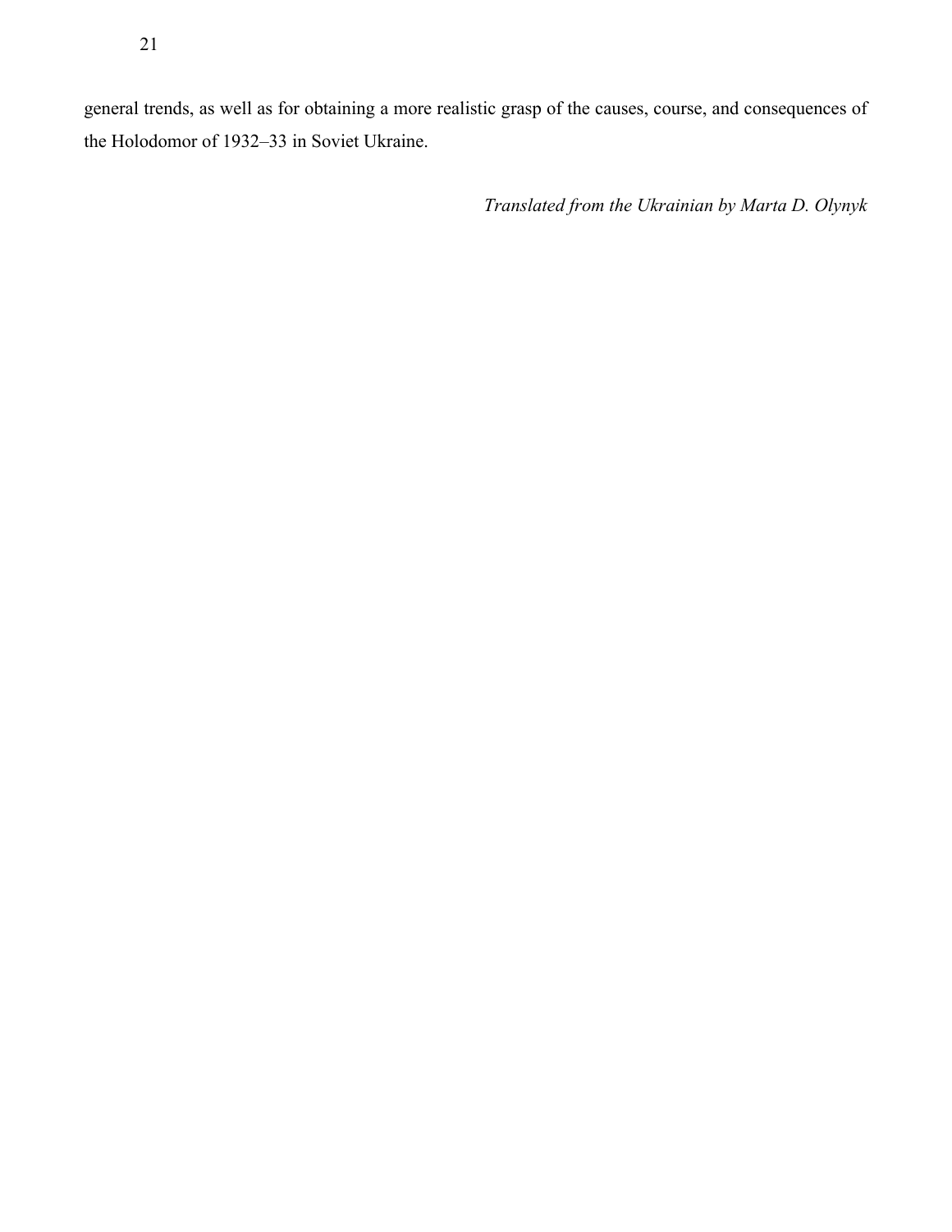general trends, as well as for obtaining a more realistic grasp of the causes, course, and consequences of the Holodomor of 1932–33 in Soviet Ukraine.

*Translated from the Ukrainian by Marta D. Olynyk*